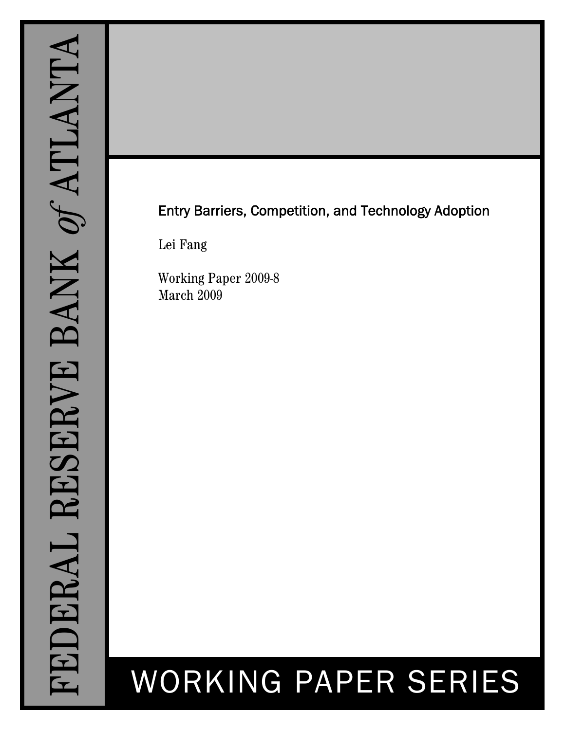FEDERAL RESERVE BANK *of* ATLANTA

# Entry Barriers, Competition, and Technology Adoption

Lei Fang

Working Paper 2009-8
March 2009

WORKING PAPER SERIES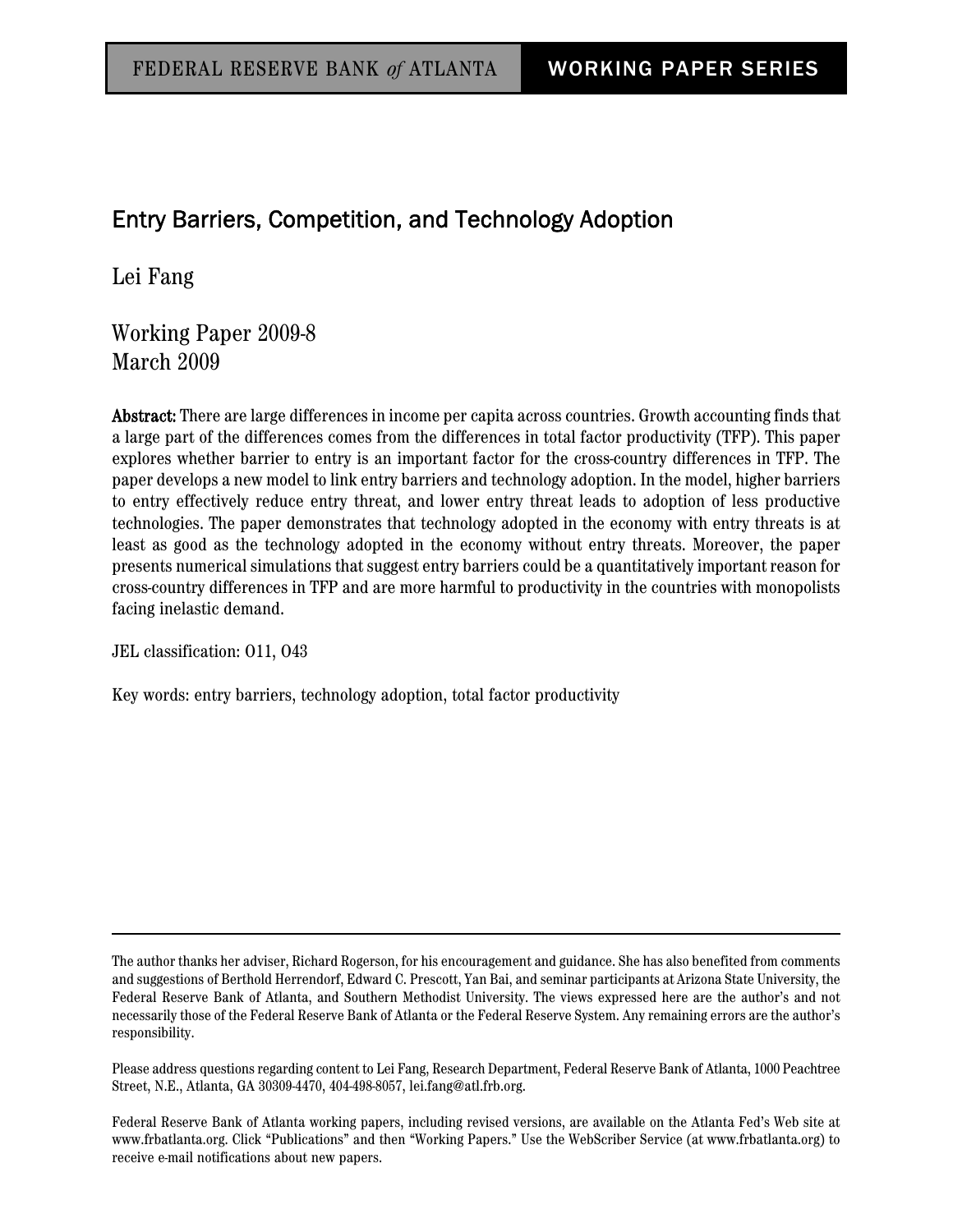FEDERAL RESERVE BANK *of* ATLANTA | WORKING PAPER SERIES

# Entry Barriers, Competition, and Technology Adoption

Lei Fang

Working Paper 2009-8
March 2009

**Abstract:** There are large differences in income per capita across countries. Growth accounting finds that a large part of the differences comes from the differences in total factor productivity (TFP). This paper explores whether barrier to entry is an important factor for the cross-country differences in TFP. The paper develops a new model to link entry barriers and technology adoption. In the model, higher barriers to entry effectively reduce entry threat, and lower entry threat leads to adoption of less productive technologies. The paper demonstrates that technology adopted in the economy with entry threats is at least as good as the technology adopted in the economy without entry threats. Moreover, the paper presents numerical simulations that suggest entry barriers could be a quantitatively important reason for cross-country differences in TFP and are more harmful to productivity in the countries with monopolists facing inelastic demand.

JEL classification: O11, O43

Key words: entry barriers, technology adoption, total factor productivity

---

The author thanks her adviser, Richard Rogerson, for his encouragement and guidance. She has also benefited from comments and suggestions of Berthold Herrendorf, Edward C. Prescott, Yan Bai, and seminar participants at Arizona State University, the Federal Reserve Bank of Atlanta, and Southern Methodist University. The views expressed here are the author's and not necessarily those of the Federal Reserve Bank of Atlanta or the Federal Reserve System. Any remaining errors are the author's responsibility.

Please address questions regarding content to Lei Fang, Research Department, Federal Reserve Bank of Atlanta, 1000 Peachtree Street, N.E., Atlanta, GA 30309-4470, 404-498-8057, lei.fang@atl.frb.org.

Federal Reserve Bank of Atlanta working papers, including revised versions, are available on the Atlanta Fed's Web site at www.frbatlanta.org. Click "Publications" and then "Working Papers." Use the WebScriber Service (at www.frbatlanta.org) to receive e-mail notifications about new papers.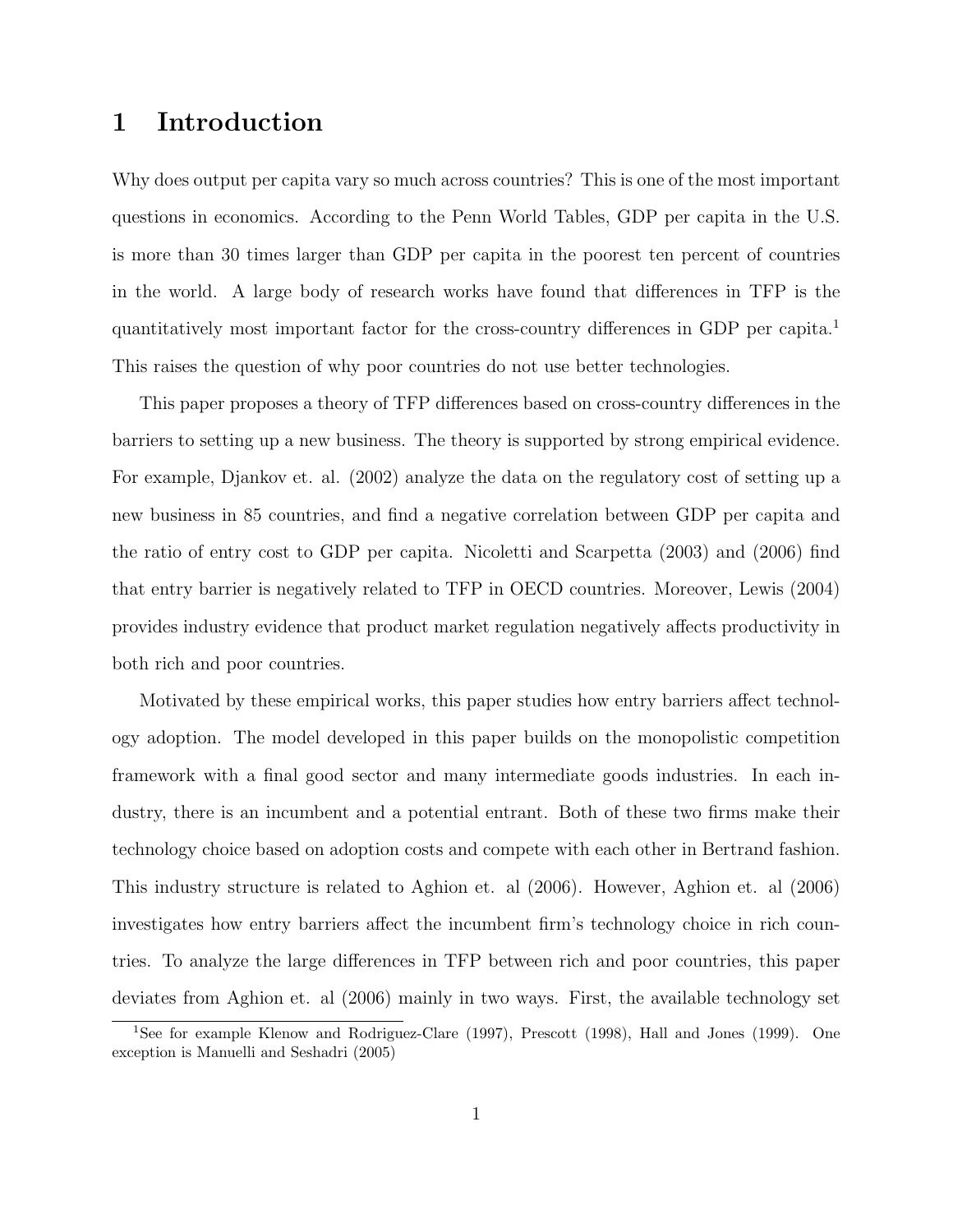# 1 Introduction

Why does output per capita vary so much across countries? This is one of the most important questions in economics. According to the Penn World Tables, GDP per capita in the U.S. is more than 30 times larger than GDP per capita in the poorest ten percent of countries in the world. A large body of research works have found that differences in TFP is the quantitatively most important factor for the cross-country differences in GDP per capita.[1] This raises the question of why poor countries do not use better technologies.

This paper proposes a theory of TFP differences based on cross-country differences in the barriers to setting up a new business. The theory is supported by strong empirical evidence. For example, Djankov et. al. (2002) analyze the data on the regulatory cost of setting up a new business in 85 countries, and find a negative correlation between GDP per capita and the ratio of entry cost to GDP per capita. Nicoletti and Scarpetta (2003) and (2006) find that entry barrier is negatively related to TFP in OECD countries. Moreover, Lewis (2004) provides industry evidence that product market regulation negatively affects productivity in both rich and poor countries.

Motivated by these empirical works, this paper studies how entry barriers affect technology adoption. The model developed in this paper builds on the monopolistic competition framework with a final good sector and many intermediate goods industries. In each industry, there is an incumbent and a potential entrant. Both of these two firms make their technology choice based on adoption costs and compete with each other in Bertrand fashion. This industry structure is related to Aghion et. al (2006). However, Aghion et. al (2006) investigates how entry barriers affect the incumbent firm's technology choice in rich countries. To analyze the large differences in TFP between rich and poor countries, this paper deviates from Aghion et. al (2006) mainly in two ways. First, the available technology set

[1] See for example Klenow and Rodriguez-Clare (1997), Prescott (1998), Hall and Jones (1999). One exception is Manuelli and Seshadri (2005)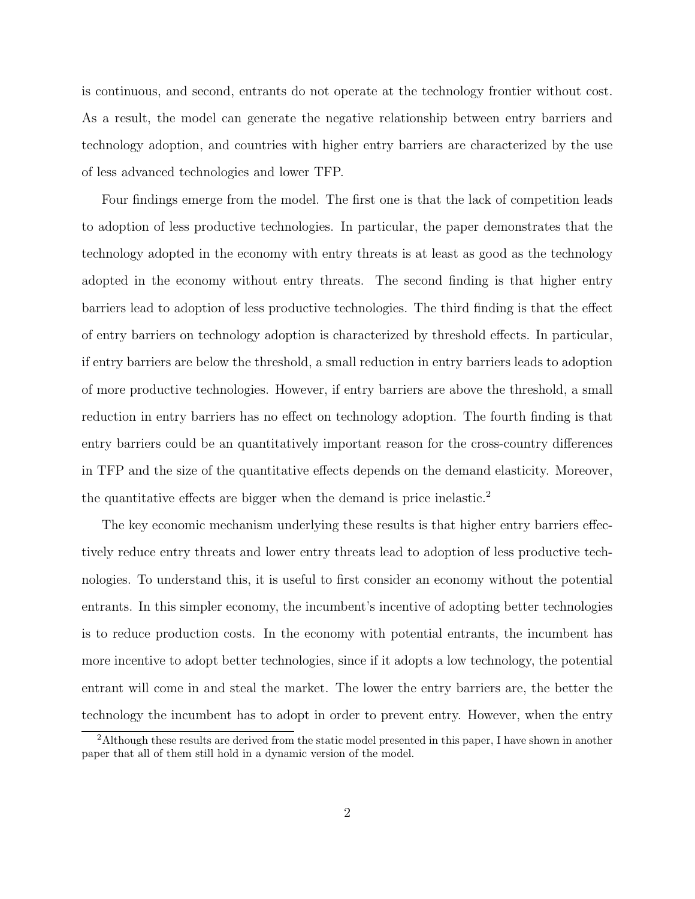is continuous, and second, entrants do not operate at the technology frontier without cost. As a result, the model can generate the negative relationship between entry barriers and technology adoption, and countries with higher entry barriers are characterized by the use of less advanced technologies and lower TFP.

Four findings emerge from the model. The first one is that the lack of competition leads to adoption of less productive technologies. In particular, the paper demonstrates that the technology adopted in the economy with entry threats is at least as good as the technology adopted in the economy without entry threats. The second finding is that higher entry barriers lead to adoption of less productive technologies. The third finding is that the effect of entry barriers on technology adoption is characterized by threshold effects. In particular, if entry barriers are below the threshold, a small reduction in entry barriers leads to adoption of more productive technologies. However, if entry barriers are above the threshold, a small reduction in entry barriers has no effect on technology adoption. The fourth finding is that entry barriers could be an quantitatively important reason for the cross-country differences in TFP and the size of the quantitative effects depends on the demand elasticity. Moreover, the quantitative effects are bigger when the demand is price inelastic.[2]

The key economic mechanism underlying these results is that higher entry barriers effectively reduce entry threats and lower entry threats lead to adoption of less productive technologies. To understand this, it is useful to first consider an economy without the potential entrants. In this simpler economy, the incumbent's incentive of adopting better technologies is to reduce production costs. In the economy with potential entrants, the incumbent has more incentive to adopt better technologies, since if it adopts a low technology, the potential entrant will come in and steal the market. The lower the entry barriers are, the better the technology the incumbent has to adopt in order to prevent entry. However, when the entry

[2] Although these results are derived from the static model presented in this paper, I have shown in another paper that all of them still hold in a dynamic version of the model.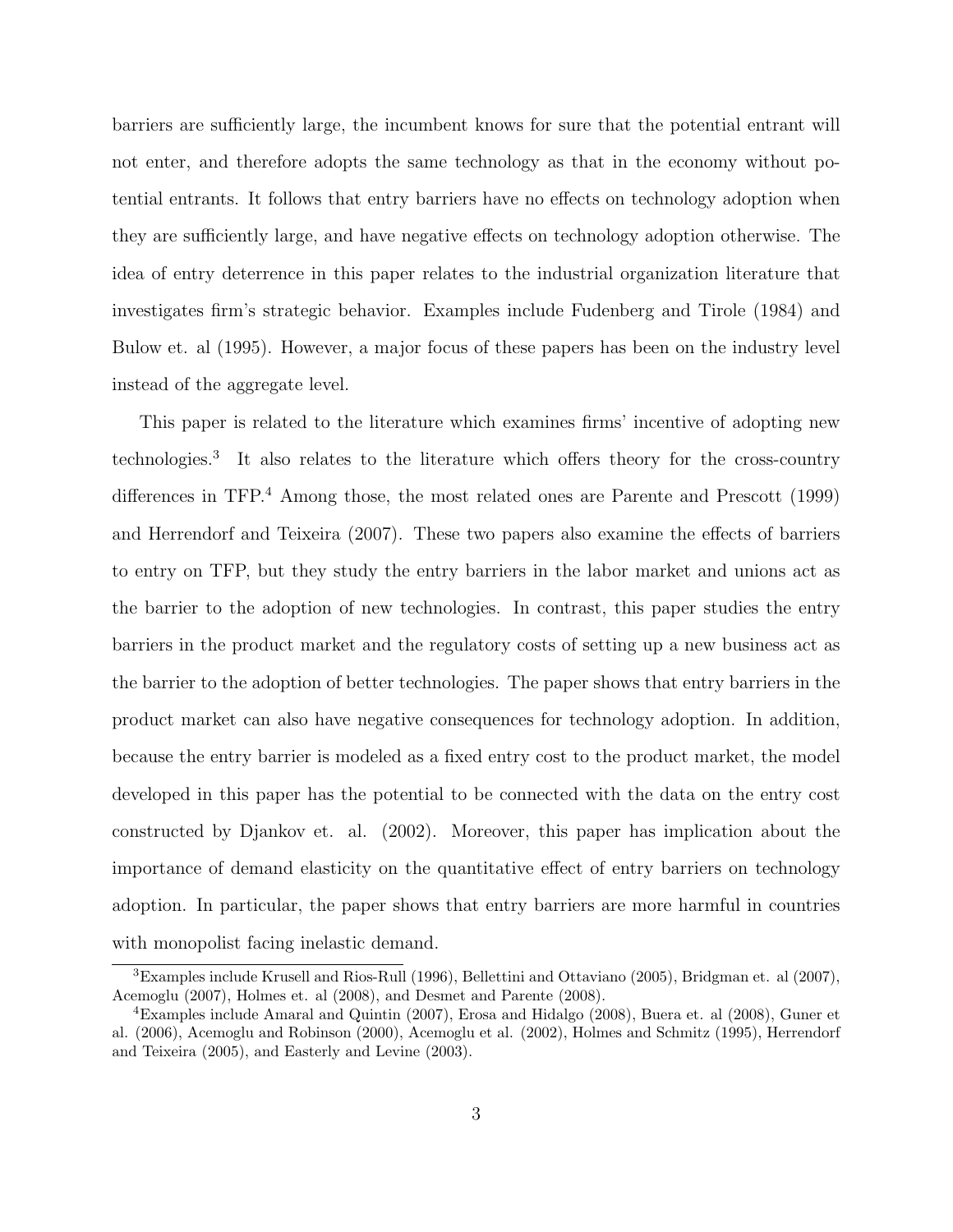barriers are sufficiently large, the incumbent knows for sure that the potential entrant will not enter, and therefore adopts the same technology as that in the economy without potential entrants. It follows that entry barriers have no effects on technology adoption when they are sufficiently large, and have negative effects on technology adoption otherwise. The idea of entry deterrence in this paper relates to the industrial organization literature that investigates firm's strategic behavior. Examples include Fudenberg and Tirole (1984) and Bulow et. al (1995). However, a major focus of these papers has been on the industry level instead of the aggregate level.

This paper is related to the literature which examines firms' incentive of adopting new technologies.[3] It also relates to the literature which offers theory for the cross-country differences in TFP.[4] Among those, the most related ones are Parente and Prescott (1999) and Herrendorf and Teixeira (2007). These two papers also examine the effects of barriers to entry on TFP, but they study the entry barriers in the labor market and unions act as the barrier to the adoption of new technologies. In contrast, this paper studies the entry barriers in the product market and the regulatory costs of setting up a new business act as the barrier to the adoption of better technologies. The paper shows that entry barriers in the product market can also have negative consequences for technology adoption. In addition, because the entry barrier is modeled as a fixed entry cost to the product market, the model developed in this paper has the potential to be connected with the data on the entry cost constructed by Djankov et. al. (2002). Moreover, this paper has implication about the importance of demand elasticity on the quantitative effect of entry barriers on technology adoption. In particular, the paper shows that entry barriers are more harmful in countries with monopolist facing inelastic demand.

[3]Examples include Krusell and Rios-Rull (1996), Bellettini and Ottaviano (2005), Bridgman et. al (2007), Acemoglu (2007), Holmes et. al (2008), and Desmet and Parente (2008).

[4]Examples include Amaral and Quintin (2007), Erosa and Hidalgo (2008), Buera et. al (2008), Guner et al. (2006), Acemoglu and Robinson (2000), Acemoglu et al. (2002), Holmes and Schmitz (1995), Herrendorf and Teixeira (2005), and Easterly and Levine (2003).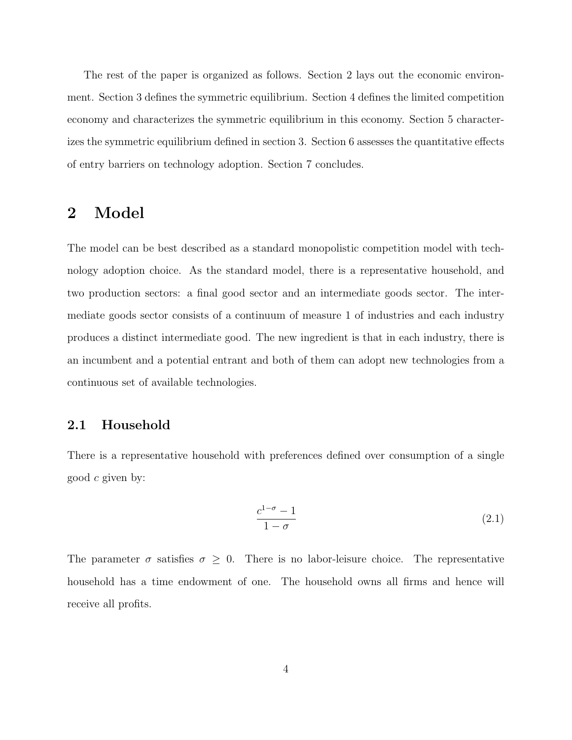The rest of the paper is organized as follows. Section 2 lays out the economic environment. Section 3 defines the symmetric equilibrium. Section 4 defines the limited competition economy and characterizes the symmetric equilibrium in this economy. Section 5 characterizes the symmetric equilibrium defined in section 3. Section 6 assesses the quantitative effects of entry barriers on technology adoption. Section 7 concludes.

## 2 Model

The model can be best described as a standard monopolistic competition model with technology adoption choice. As the standard model, there is a representative household, and two production sectors: a final good sector and an intermediate goods sector. The intermediate goods sector consists of a continuum of measure 1 of industries and each industry produces a distinct intermediate good. The new ingredient is that in each industry, there is an incumbent and a potential entrant and both of them can adopt new technologies from a continuous set of available technologies.

### 2.1 Household

There is a representative household with preferences defined over consumption of a single good $c$ given by:

$$\frac{c^{1-\sigma} - 1}{1 - \sigma} \tag{2.1}$$

The parameter $\sigma$ satisfies $\sigma \geq 0$. There is no labor-leisure choice. The representative household has a time endowment of one. The household owns all firms and hence will receive all profits.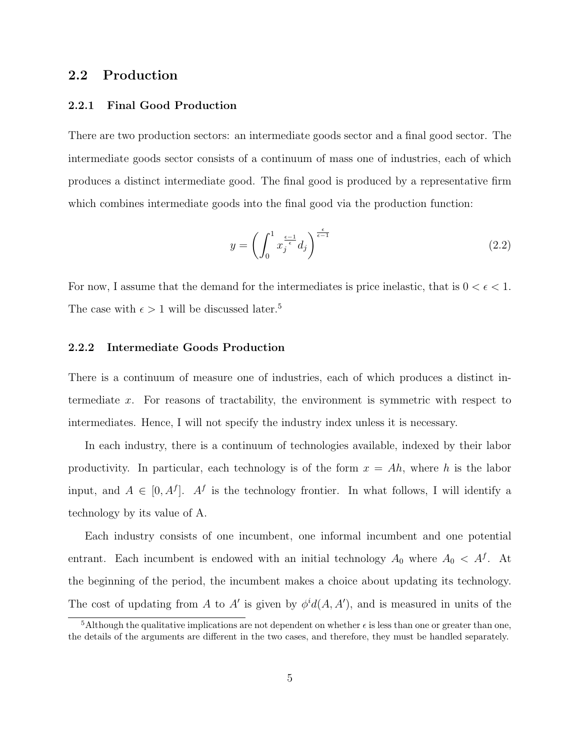## 2.2 Production

### 2.2.1 Final Good Production

There are two production sectors: an intermediate goods sector and a final good sector. The intermediate goods sector consists of a continuum of mass one of industries, each of which produces a distinct intermediate good. The final good is produced by a representative firm which combines intermediate goods into the final good via the production function:

$$y = \left( \int_0^1 x_j^{\frac{\epsilon-1}{\epsilon}} d_j \right)^{\frac{\epsilon}{\epsilon-1}} \tag{2.2}$$

For now, I assume that the demand for the intermediates is price inelastic, that is $0 < \epsilon < 1$. The case with $\epsilon > 1$ will be discussed later.[5]

### 2.2.2 Intermediate Goods Production

There is a continuum of measure one of industries, each of which produces a distinct intermediate $x$. For reasons of tractability, the environment is symmetric with respect to intermediates. Hence, I will not specify the industry index unless it is necessary.

In each industry, there is a continuum of technologies available, indexed by their labor productivity. In particular, each technology is of the form $x = Ah$, where $h$ is the labor input, and $A \in [0, A^f]$. $A^f$ is the technology frontier. In what follows, I will identify a technology by its value of A.

Each industry consists of one incumbent, one informal incumbent and one potential entrant. Each incumbent is endowed with an initial technology $A_0$ where $A_0 < A^f$. At the beginning of the period, the incumbent makes a choice about updating its technology. The cost of updating from $A$ to $A'$ is given by $\phi^i d(A, A')$, and is measured in units of the

[5] Although the qualitative implications are not dependent on whether $\epsilon$ is less than one or greater than one, the details of the arguments are different in the two cases, and therefore, they must be handled separately.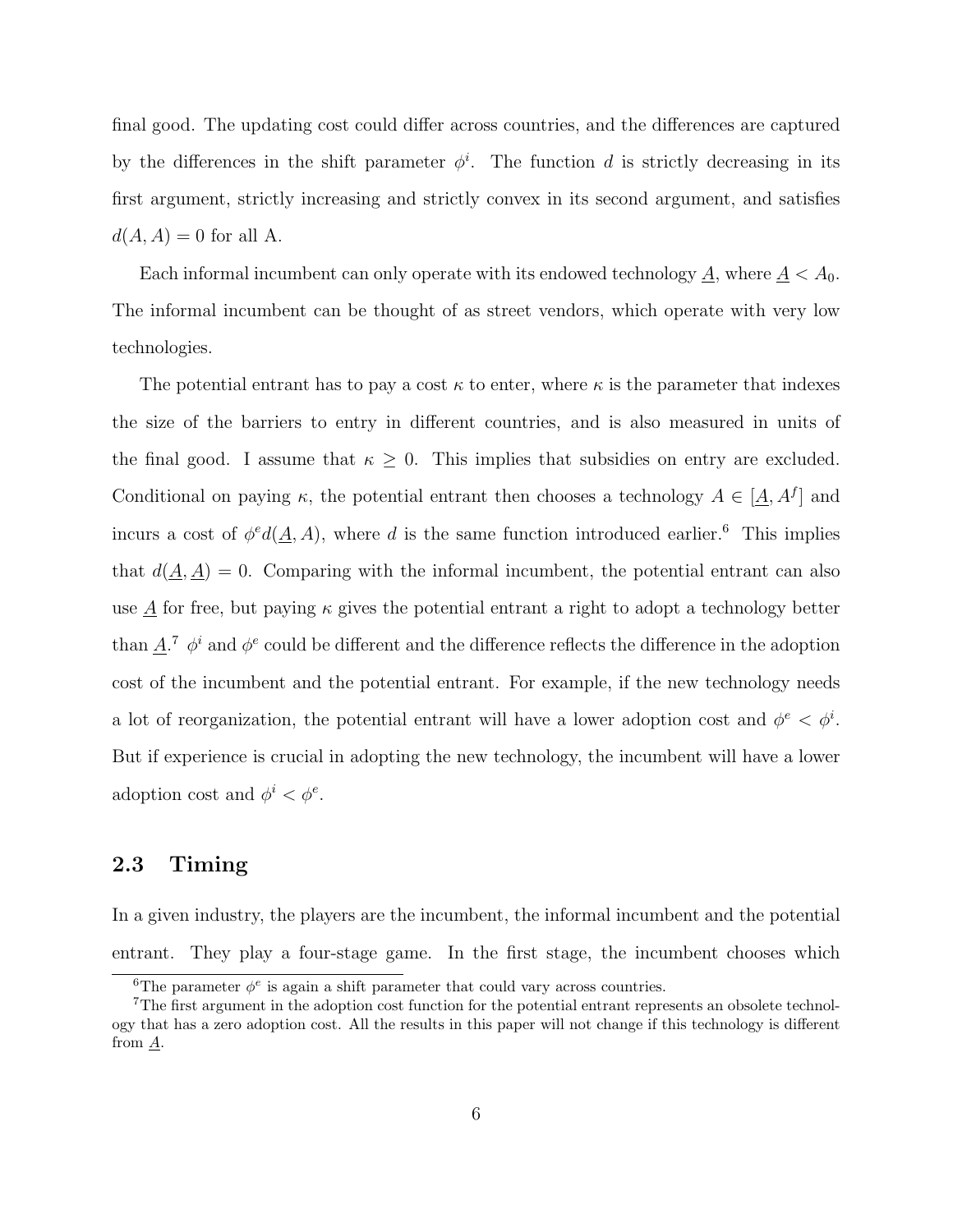final good. The updating cost could differ across countries, and the differences are captured by the differences in the shift parameter $\phi^i$. The function $d$ is strictly decreasing in its first argument, strictly increasing and strictly convex in its second argument, and satisfies $d(A, A) = 0$ for all A.

Each informal incumbent can only operate with its endowed technology $\underline{A}$, where $\underline{A} < A_0$. The informal incumbent can be thought of as street vendors, which operate with very low technologies.

The potential entrant has to pay a cost $\kappa$ to enter, where $\kappa$ is the parameter that indexes the size of the barriers to entry in different countries, and is also measured in units of the final good. I assume that $\kappa \geq 0$. This implies that subsidies on entry are excluded. Conditional on paying $\kappa$, the potential entrant then chooses a technology $A \in [\underline{A}, A^f]$ and incurs a cost of $\phi^e d(\underline{A}, A)$, where $d$ is the same function introduced earlier.[6] This implies that $d(\underline{A}, \underline{A}) = 0$. Comparing with the informal incumbent, the potential entrant can also use $\underline{A}$ for free, but paying $\kappa$ gives the potential entrant a right to adopt a technology better than $\underline{A}$.[7] $\phi^i$ and $\phi^e$ could be different and the difference reflects the difference in the adoption cost of the incumbent and the potential entrant. For example, if the new technology needs a lot of reorganization, the potential entrant will have a lower adoption cost and $\phi^e < \phi^i$. But if experience is crucial in adopting the new technology, the incumbent will have a lower adoption cost and $\phi^i < \phi^e$.

## 2.3 Timing

In a given industry, the players are the incumbent, the informal incumbent and the potential entrant. They play a four-stage game. In the first stage, the incumbent chooses which

[6] The parameter $\phi^e$ is again a shift parameter that could vary across countries.

[7] The first argument in the adoption cost function for the potential entrant represents an obsolete technology that has a zero adoption cost. All the results in this paper will not change if this technology is different from $\underline{A}$.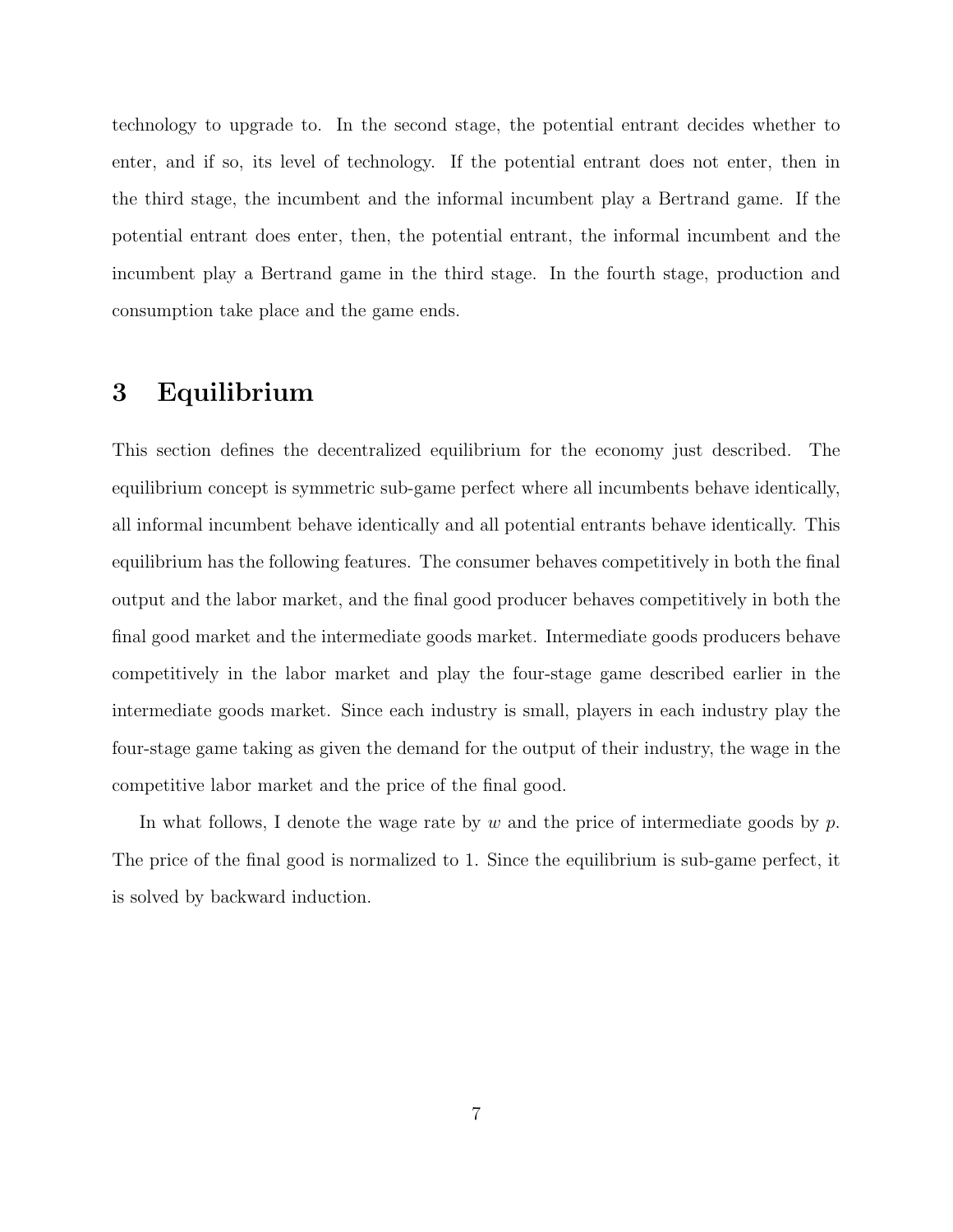technology to upgrade to. In the second stage, the potential entrant decides whether to enter, and if so, its level of technology. If the potential entrant does not enter, then in the third stage, the incumbent and the informal incumbent play a Bertrand game. If the potential entrant does enter, then, the potential entrant, the informal incumbent and the incumbent play a Bertrand game in the third stage. In the fourth stage, production and consumption take place and the game ends.

# 3 Equilibrium

This section defines the decentralized equilibrium for the economy just described. The equilibrium concept is symmetric sub-game perfect where all incumbents behave identically, all informal incumbent behave identically and all potential entrants behave identically. This equilibrium has the following features. The consumer behaves competitively in both the final output and the labor market, and the final good producer behaves competitively in both the final good market and the intermediate goods market. Intermediate goods producers behave competitively in the labor market and play the four-stage game described earlier in the intermediate goods market. Since each industry is small, players in each industry play the four-stage game taking as given the demand for the output of their industry, the wage in the competitive labor market and the price of the final good.

In what follows, I denote the wage rate by $w$ and the price of intermediate goods by $p$. The price of the final good is normalized to 1. Since the equilibrium is sub-game perfect, it is solved by backward induction.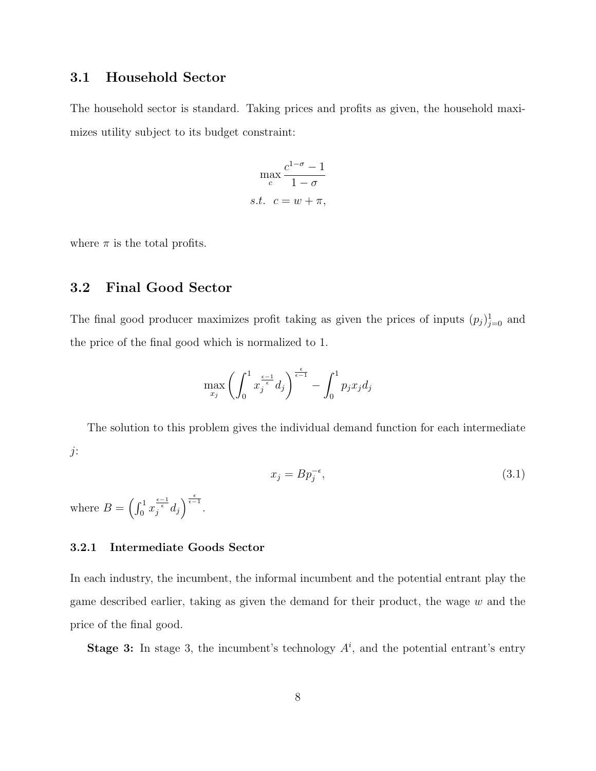## 3.1 Household Sector

The household sector is standard. Taking prices and profits as given, the household maximizes utility subject to its budget constraint:

$$\max_{c} \frac{c^{1-\sigma}-1}{1-\sigma}$$

$$s.t. \;\; c = w + \pi,$$

where $\pi$ is the total profits.

## 3.2 Final Good Sector

The final good producer maximizes profit taking as given the prices of inputs $(p_j)_{j=0}^{1}$ and the price of the final good which is normalized to 1.

$$\max_{x_j} \left( \int_0^1 x_j^{\frac{\epsilon-1}{\epsilon}} d_j \right)^{\frac{\epsilon}{\epsilon-1}} - \int_0^1 p_j x_j d_j$$

The solution to this problem gives the individual demand function for each intermediate $j$:

$$x_j = B p_j^{-\epsilon}, \tag{3.1}$$

where $B = \left( \int_0^1 x_j^{\frac{\epsilon-1}{\epsilon}} d_j \right)^{\frac{\epsilon}{\epsilon-1}}$.

### 3.2.1 Intermediate Goods Sector

In each industry, the incumbent, the informal incumbent and the potential entrant play the game described earlier, taking as given the demand for their product, the wage $w$ and the price of the final good.

**Stage 3:** In stage 3, the incumbent's technology $A^i$, and the potential entrant's entry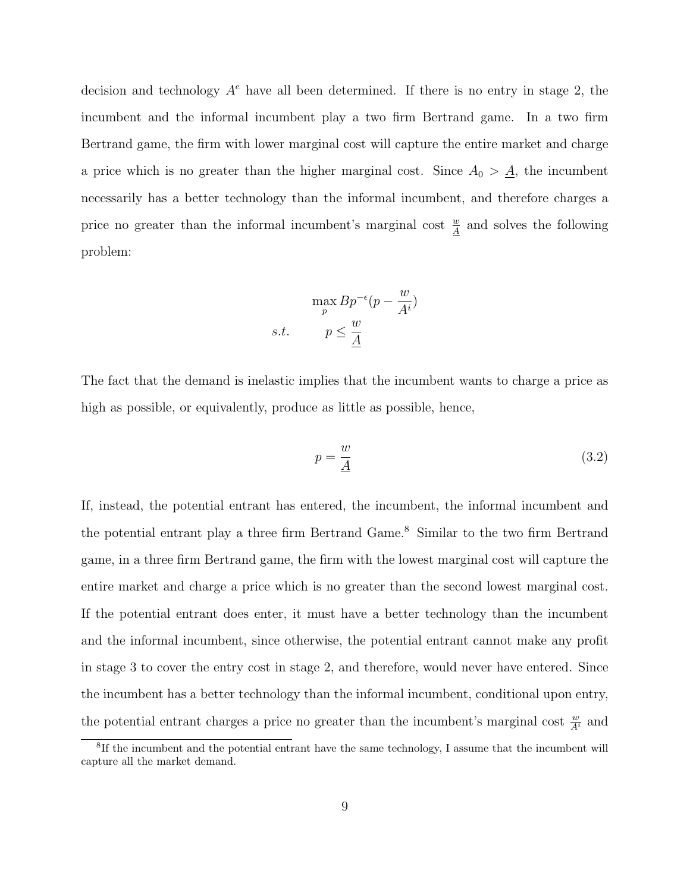decision and technology $A^e$ have all been determined. If there is no entry in stage 2, the incumbent and the informal incumbent play a two firm Bertrand game. In a two firm Bertrand game, the firm with lower marginal cost will capture the entire market and charge a price which is no greater than the higher marginal cost. Since $A_0 > \underline{A}$, the incumbent necessarily has a better technology than the informal incumbent, and therefore charges a price no greater than the informal incumbent's marginal cost $\frac{w}{\underline{A}}$ and solves the following problem:

$$\max_{p} Bp^{-\epsilon}(p - \frac{w}{A^i})$$
$$s.t. \qquad p \leq \frac{w}{\underline{A}}$$

The fact that the demand is inelastic implies that the incumbent wants to charge a price as high as possible, or equivalently, produce as little as possible, hence,

$$p = \frac{w}{\underline{A}} \tag{3.2}$$

If, instead, the potential entrant has entered, the incumbent, the informal incumbent and the potential entrant play a three firm Bertrand Game.[8] Similar to the two firm Bertrand game, in a three firm Bertrand game, the firm with the lowest marginal cost will capture the entire market and charge a price which is no greater than the second lowest marginal cost. If the potential entrant does enter, it must have a better technology than the incumbent and the informal incumbent, since otherwise, the potential entrant cannot make any profit in stage 3 to cover the entry cost in stage 2, and therefore, would never have entered. Since the incumbent has a better technology than the informal incumbent, conditional upon entry, the potential entrant charges a price no greater than the incumbent's marginal cost $\frac{w}{A^i}$ and

[8] If the incumbent and the potential entrant have the same technology, I assume that the incumbent will capture all the market demand.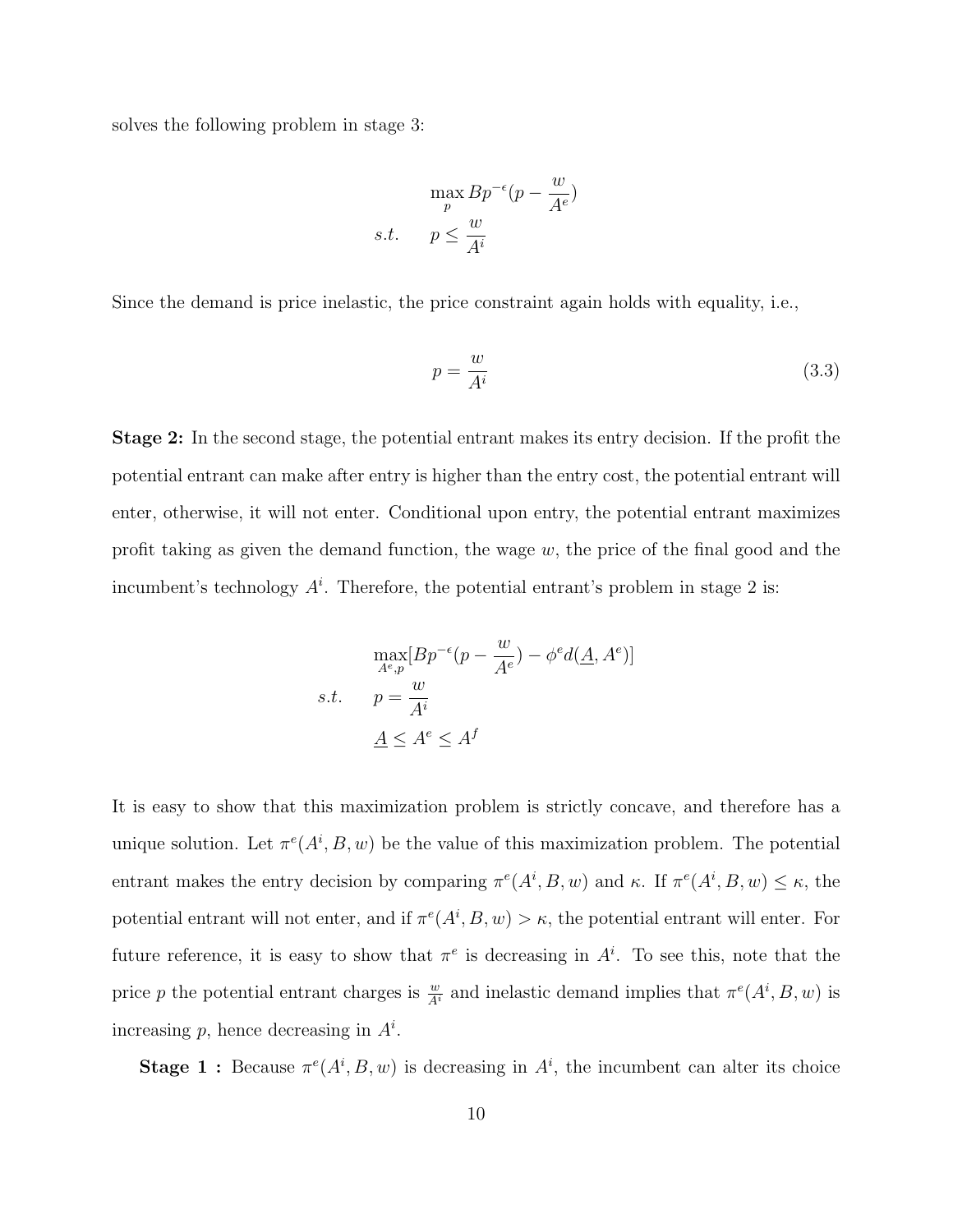solves the following problem in stage 3:

$$\max_{p} Bp^{-\epsilon}(p - \frac{w}{A^e})$$
$$s.t. \quad p \leq \frac{w}{A^i}$$

Since the demand is price inelastic, the price constraint again holds with equality, i.e.,

$$p = \frac{w}{A^i} \tag{3.3}$$

**Stage 2:** In the second stage, the potential entrant makes its entry decision. If the profit the potential entrant can make after entry is higher than the entry cost, the potential entrant will enter, otherwise, it will not enter. Conditional upon entry, the potential entrant maximizes profit taking as given the demand function, the wage $w$, the price of the final good and the incumbent's technology $A^i$. Therefore, the potential entrant's problem in stage 2 is:

$$\max_{A^e, p}[Bp^{-\epsilon}(p - \frac{w}{A^e}) - \phi^e d(\underline{A}, A^e)]$$
$$s.t. \quad p = \frac{w}{A^i}$$
$$\underline{A} \leq A^e \leq A^f$$

It is easy to show that this maximization problem is strictly concave, and therefore has a unique solution. Let $\pi^e(A^i, B, w)$ be the value of this maximization problem. The potential entrant makes the entry decision by comparing $\pi^e(A^i, B, w)$ and $\kappa$. If $\pi^e(A^i, B, w) \leq \kappa$, the potential entrant will not enter, and if $\pi^e(A^i, B, w) > \kappa$, the potential entrant will enter. For future reference, it is easy to show that $\pi^e$ is decreasing in $A^i$. To see this, note that the price $p$ the potential entrant charges is $\frac{w}{A^i}$ and inelastic demand implies that $\pi^e(A^i, B, w)$ is increasing $p$, hence decreasing in $A^i$.

**Stage 1 :** Because $\pi^e(A^i, B, w)$ is decreasing in $A^i$, the incumbent can alter its choice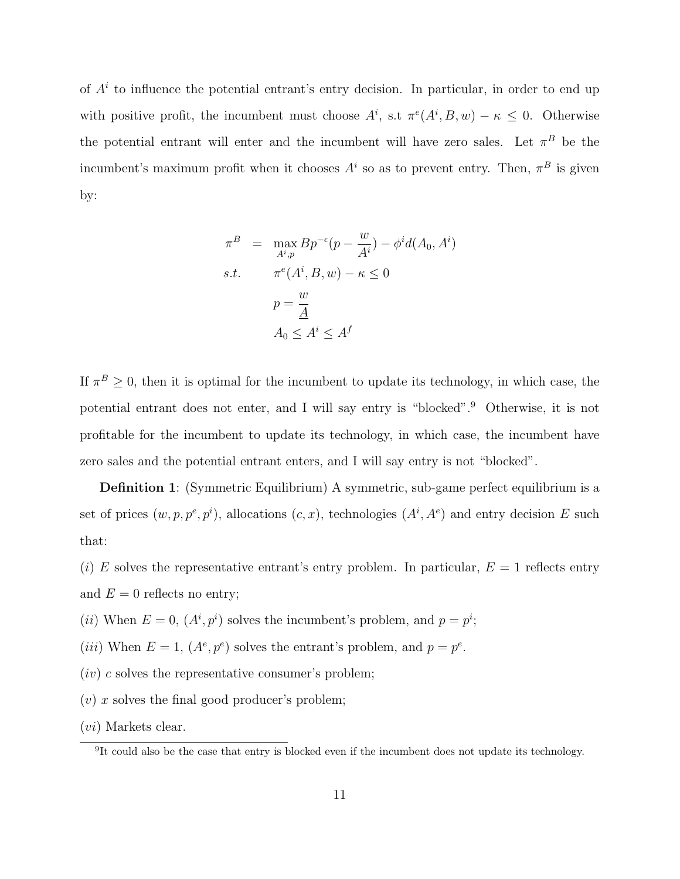of $A^i$ to influence the potential entrant's entry decision. In particular, in order to end up with positive profit, the incumbent must choose $A^i$, s.t $\pi^e(A^i, B, w) - \kappa \leq 0$. Otherwise the potential entrant will enter and the incumbent will have zero sales. Let $\pi^B$ be the incumbent's maximum profit when it chooses $A^i$ so as to prevent entry. Then, $\pi^B$ is given by:

$$
\begin{aligned}
\pi^B \quad &= \quad \max_{A^i, p} B p^{-\epsilon}\left(p - \frac{w}{A^i}\right) - \phi^i d(A_0, A^i) \\
s.t. \qquad & \pi^e(A^i, B, w) - \kappa \leq 0 \\
& p = \frac{w}{\underline{A}} \\
& A_0 \leq A^i \leq A^f
\end{aligned}
$$

If $\pi^B \geq 0$, then it is optimal for the incumbent to update its technology, in which case, the potential entrant does not enter, and I will say entry is "blocked".[9] Otherwise, it is not profitable for the incumbent to update its technology, in which case, the incumbent have zero sales and the potential entrant enters, and I will say entry is not "blocked".

**Definition 1**: (Symmetric Equilibrium) A symmetric, sub-game perfect equilibrium is a set of prices $(w, p, p^e, p^i)$, allocations $(c, x)$, technologies $(A^i, A^e)$ and entry decision $E$ such that:

$(i)$ $E$ solves the representative entrant's entry problem. In particular, $E = 1$ reflects entry and $E = 0$ reflects no entry;

$(ii)$ When $E = 0$, $(A^i, p^i)$ solves the incumbent's problem, and $p = p^i$;

$(iii)$ When $E = 1$, $(A^e, p^e)$ solves the entrant's problem, and $p = p^e$.

$(iv)$ $c$ solves the representative consumer's problem;

$(v)$ $x$ solves the final good producer's problem;

$(vi)$ Markets clear.

[9] It could also be the case that entry is blocked even if the incumbent does not update its technology.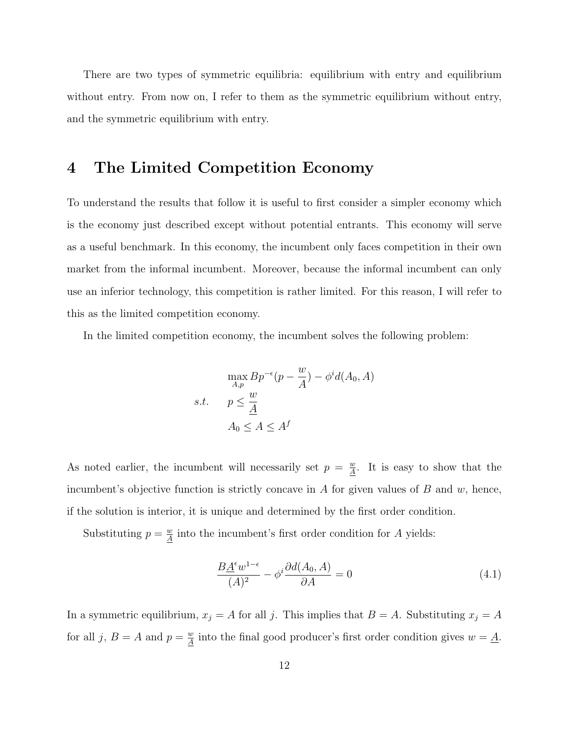There are two types of symmetric equilibria: equilibrium with entry and equilibrium without entry. From now on, I refer to them as the symmetric equilibrium without entry, and the symmetric equilibrium with entry.

# 4 The Limited Competition Economy

To understand the results that follow it is useful to first consider a simpler economy which is the economy just described except without potential entrants. This economy will serve as a useful benchmark. In this economy, the incumbent only faces competition in their own market from the informal incumbent. Moreover, because the informal incumbent can only use an inferior technology, this competition is rather limited. For this reason, I will refer to this as the limited competition economy.

In the limited competition economy, the incumbent solves the following problem:

$$
\begin{aligned}
&\max_{A,p} Bp^{-\epsilon}(p - \frac{w}{A}) - \phi^i d(A_0, A) \\
s.t. \quad & p \leq \frac{w}{\underline{A}} \\
& A_0 \leq A \leq A^f
\end{aligned}
$$

As noted earlier, the incumbent will necessarily set $p = \frac{w}{\underline{A}}$. It is easy to show that the incumbent's objective function is strictly concave in $A$ for given values of $B$ and $w$, hence, if the solution is interior, it is unique and determined by the first order condition.

Substituting $p = \frac{w}{\underline{A}}$ into the incumbent's first order condition for $A$ yields:

$$
\frac{B\underline{A}^{\epsilon} w^{1-\epsilon}}{(A)^2} - \phi^i \frac{\partial d(A_0, A)}{\partial A} = 0 \tag{4.1}
$$

In a symmetric equilibrium, $x_j = A$ for all $j$. This implies that $B = A$. Substituting $x_j = A$ for all $j$, $B = A$ and $p = \frac{w}{\underline{A}}$ into the final good producer's first order condition gives $w = \underline{A}$.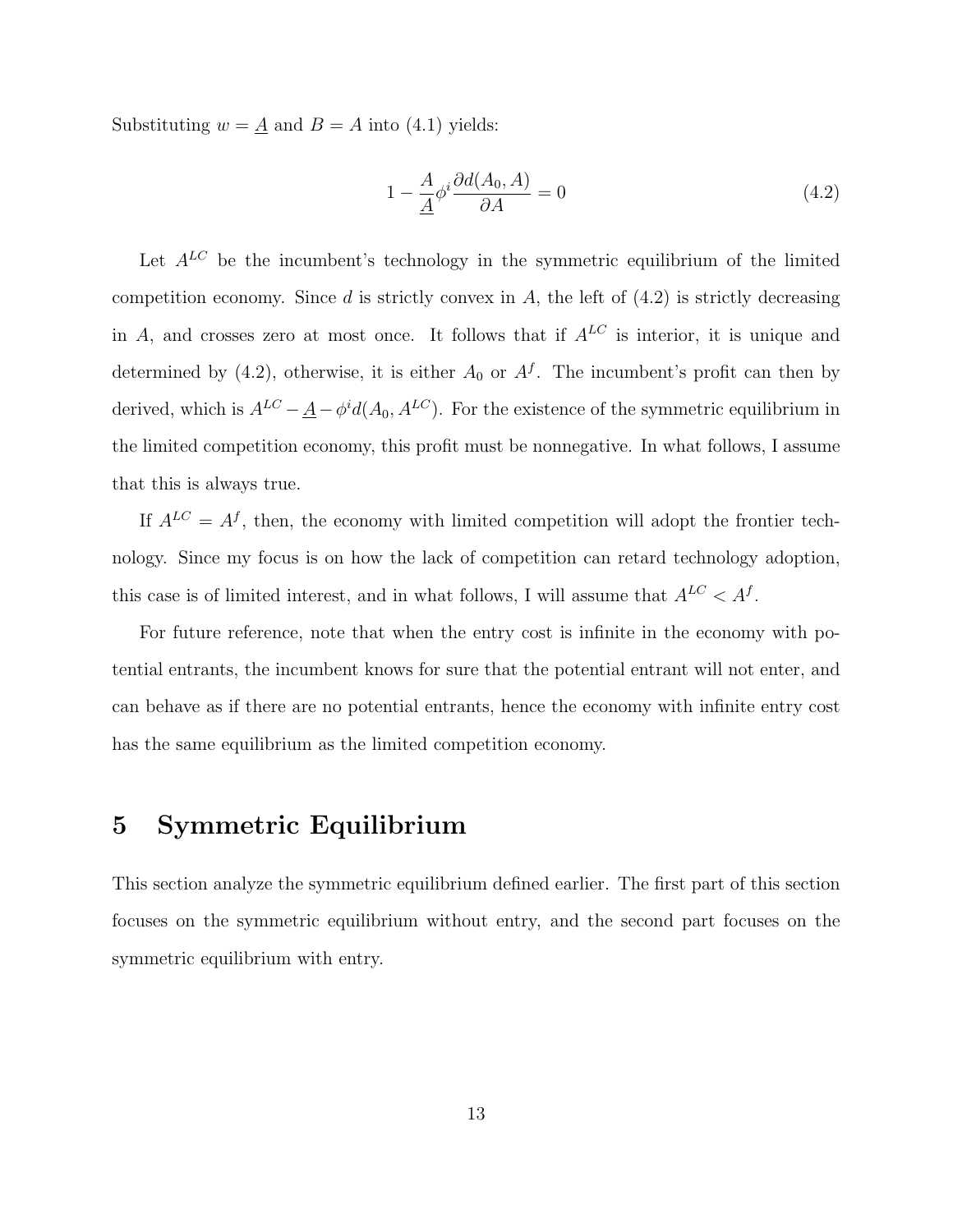Substituting $w = \underline{A}$ and $B = A$ into (4.1) yields:

$$1 - \frac{A}{\underline{A}} \phi^i \frac{\partial d(A_0, A)}{\partial A} = 0 \tag{4.2}$$

Let $A^{LC}$ be the incumbent's technology in the symmetric equilibrium of the limited competition economy. Since $d$ is strictly convex in $A$, the left of (4.2) is strictly decreasing in $A$, and crosses zero at most once. It follows that if $A^{LC}$ is interior, it is unique and determined by (4.2), otherwise, it is either $A_0$ or $A^f$. The incumbent's profit can then by derived, which is $A^{LC} - \underline{A} - \phi^i d(A_0, A^{LC})$. For the existence of the symmetric equilibrium in the limited competition economy, this profit must be nonnegative. In what follows, I assume that this is always true.

If $A^{LC} = A^f$, then, the economy with limited competition will adopt the frontier technology. Since my focus is on how the lack of competition can retard technology adoption, this case is of limited interest, and in what follows, I will assume that $A^{LC} < A^f$.

For future reference, note that when the entry cost is infinite in the economy with potential entrants, the incumbent knows for sure that the potential entrant will not enter, and can behave as if there are no potential entrants, hence the economy with infinite entry cost has the same equilibrium as the limited competition economy.

# 5 Symmetric Equilibrium

This section analyze the symmetric equilibrium defined earlier. The first part of this section focuses on the symmetric equilibrium without entry, and the second part focuses on the symmetric equilibrium with entry.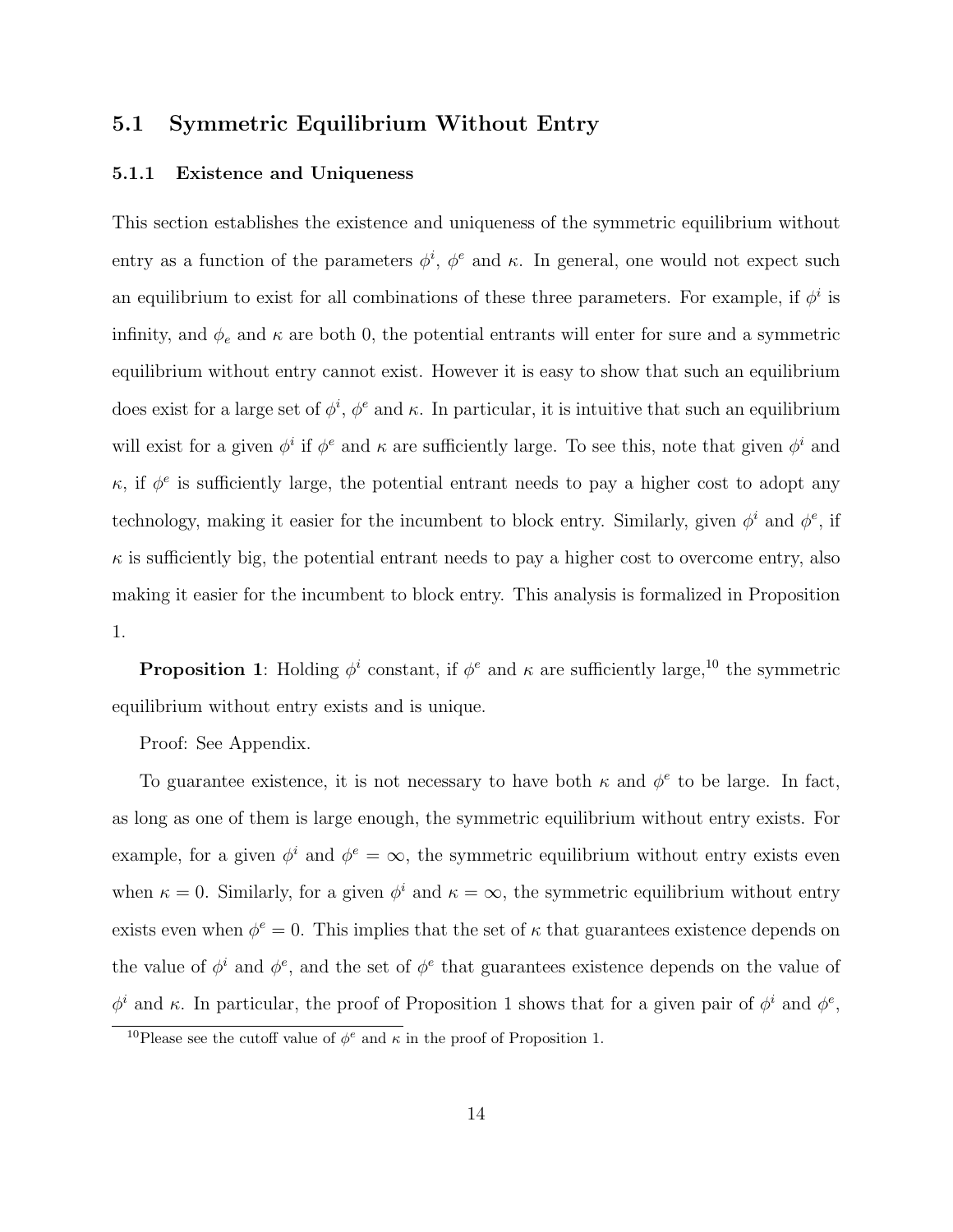## 5.1 Symmetric Equilibrium Without Entry

### 5.1.1 Existence and Uniqueness

This section establishes the existence and uniqueness of the symmetric equilibrium without entry as a function of the parameters $\phi^i$, $\phi^e$ and $\kappa$. In general, one would not expect such an equilibrium to exist for all combinations of these three parameters. For example, if $\phi^i$ is infinity, and $\phi_e$ and $\kappa$ are both 0, the potential entrants will enter for sure and a symmetric equilibrium without entry cannot exist. However it is easy to show that such an equilibrium does exist for a large set of $\phi^i$, $\phi^e$ and $\kappa$. In particular, it is intuitive that such an equilibrium will exist for a given $\phi^i$ if $\phi^e$ and $\kappa$ are sufficiently large. To see this, note that given $\phi^i$ and $\kappa$, if $\phi^e$ is sufficiently large, the potential entrant needs to pay a higher cost to adopt any technology, making it easier for the incumbent to block entry. Similarly, given $\phi^i$ and $\phi^e$, if $\kappa$ is sufficiently big, the potential entrant needs to pay a higher cost to overcome entry, also making it easier for the incumbent to block entry. This analysis is formalized in Proposition 1.

**Proposition 1**: Holding $\phi^i$ constant, if $\phi^e$ and $\kappa$ are sufficiently large,[10] the symmetric equilibrium without entry exists and is unique.

Proof: See Appendix.

To guarantee existence, it is not necessary to have both $\kappa$ and $\phi^e$ to be large. In fact, as long as one of them is large enough, the symmetric equilibrium without entry exists. For example, for a given $\phi^i$ and $\phi^e = \infty$, the symmetric equilibrium without entry exists even when $\kappa = 0$. Similarly, for a given $\phi^i$ and $\kappa = \infty$, the symmetric equilibrium without entry exists even when $\phi^e = 0$. This implies that the set of $\kappa$ that guarantees existence depends on the value of $\phi^i$ and $\phi^e$, and the set of $\phi^e$ that guarantees existence depends on the value of $\phi^i$ and $\kappa$. In particular, the proof of Proposition 1 shows that for a given pair of $\phi^i$ and $\phi^e$,

[10] Please see the cutoff value of $\phi^e$ and $\kappa$ in the proof of Proposition 1.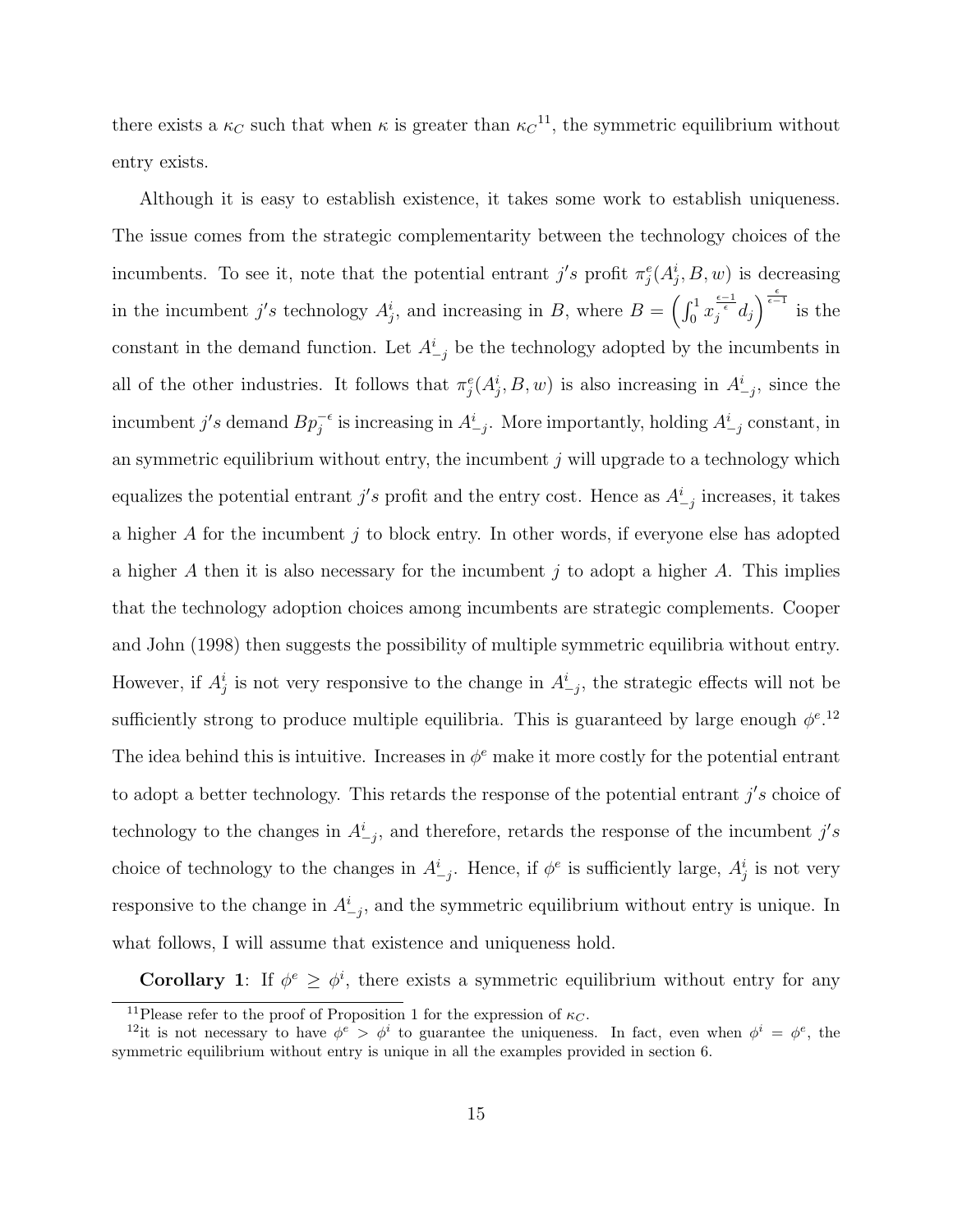there exists a $\kappa_C$ such that when $\kappa$ is greater than $\kappa_C$[11], the symmetric equilibrium without entry exists.

Although it is easy to establish existence, it takes some work to establish uniqueness. The issue comes from the strategic complementarity between the technology choices of the incumbents. To see it, note that the potential entrant $j's$ profit $\pi_j^e(A_j^i, B, w)$ is decreasing in the incumbent $j's$ technology $A_j^i$, and increasing in $B$, where $B = \left(\int_0^1 x_j^{\frac{\epsilon-1}{\epsilon}} d_j\right)^{\frac{\epsilon}{\epsilon-1}}$ is the constant in the demand function. Let $A_{-j}^i$ be the technology adopted by the incumbents in all of the other industries. It follows that $\pi_j^e(A_j^i, B, w)$ is also increasing in $A_{-j}^i$, since the incumbent $j's$ demand $Bp_j^{-\epsilon}$ is increasing in $A_{-j}^i$. More importantly, holding $A_{-j}^i$ constant, in an symmetric equilibrium without entry, the incumbent $j$ will upgrade to a technology which equalizes the potential entrant $j's$ profit and the entry cost. Hence as $A_{-j}^i$ increases, it takes a higher $A$ for the incumbent $j$ to block entry. In other words, if everyone else has adopted a higher $A$ then it is also necessary for the incumbent $j$ to adopt a higher $A$. This implies that the technology adoption choices among incumbents are strategic complements. Cooper and John (1998) then suggests the possibility of multiple symmetric equilibria without entry. However, if $A_j^i$ is not very responsive to the change in $A_{-j}^i$, the strategic effects will not be sufficiently strong to produce multiple equilibria. This is guaranteed by large enough $\phi^e$.[12] The idea behind this is intuitive. Increases in $\phi^e$ make it more costly for the potential entrant to adopt a better technology. This retards the response of the potential entrant $j's$ choice of technology to the changes in $A_{-j}^i$, and therefore, retards the response of the incumbent $j's$ choice of technology to the changes in $A_{-j}^i$. Hence, if $\phi^e$ is sufficiently large, $A_j^i$ is not very responsive to the change in $A_{-j}^i$, and the symmetric equilibrium without entry is unique. In what follows, I will assume that existence and uniqueness hold.

**Corollary 1**: If $\phi^e \geq \phi^i$, there exists a symmetric equilibrium without entry for any

[11] Please refer to the proof of Proposition 1 for the expression of $\kappa_C$.

[12] it is not necessary to have $\phi^e > \phi^i$ to guarantee the uniqueness. In fact, even when $\phi^i = \phi^e$, the symmetric equilibrium without entry is unique in all the examples provided in section 6.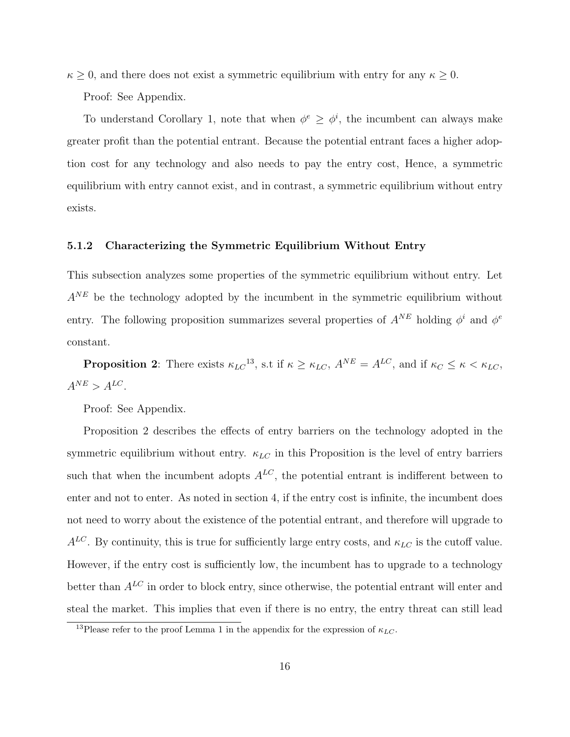$\kappa \geq 0$, and there does not exist a symmetric equilibrium with entry for any $\kappa \geq 0$.

Proof: See Appendix.

To understand Corollary 1, note that when $\phi^e \geq \phi^i$, the incumbent can always make greater profit than the potential entrant. Because the potential entrant faces a higher adoption cost for any technology and also needs to pay the entry cost, Hence, a symmetric equilibrium with entry cannot exist, and in contrast, a symmetric equilibrium without entry exists.

### 5.1.2 Characterizing the Symmetric Equilibrium Without Entry

This subsection analyzes some properties of the symmetric equilibrium without entry. Let $A^{NE}$ be the technology adopted by the incumbent in the symmetric equilibrium without entry. The following proposition summarizes several properties of $A^{NE}$ holding $\phi^i$ and $\phi^e$ constant.

**Proposition 2**: There exists $\kappa_{LC}$[13], s.t if $\kappa \geq \kappa_{LC}$, $A^{NE} = A^{LC}$, and if $\kappa_C \leq \kappa < \kappa_{LC}$, $A^{NE} > A^{LC}$.

Proof: See Appendix.

Proposition 2 describes the effects of entry barriers on the technology adopted in the symmetric equilibrium without entry. $\kappa_{LC}$ in this Proposition is the level of entry barriers such that when the incumbent adopts $A^{LC}$, the potential entrant is indifferent between to enter and not to enter. As noted in section 4, if the entry cost is infinite, the incumbent does not need to worry about the existence of the potential entrant, and therefore will upgrade to $A^{LC}$. By continuity, this is true for sufficiently large entry costs, and $\kappa_{LC}$ is the cutoff value. However, if the entry cost is sufficiently low, the incumbent has to upgrade to a technology better than $A^{LC}$ in order to block entry, since otherwise, the potential entrant will enter and steal the market. This implies that even if there is no entry, the entry threat can still lead

[13] Please refer to the proof Lemma 1 in the appendix for the expression of $\kappa_{LC}$.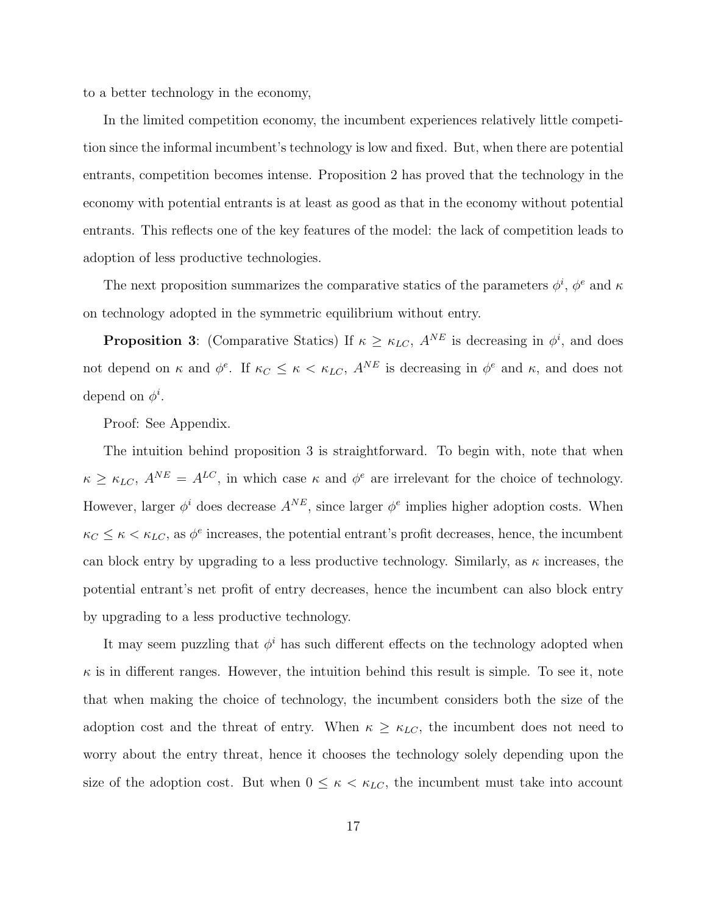to a better technology in the economy,

In the limited competition economy, the incumbent experiences relatively little competition since the informal incumbent's technology is low and fixed. But, when there are potential entrants, competition becomes intense. Proposition 2 has proved that the technology in the economy with potential entrants is at least as good as that in the economy without potential entrants. This reflects one of the key features of the model: the lack of competition leads to adoption of less productive technologies.

The next proposition summarizes the comparative statics of the parameters $\phi^i$, $\phi^e$ and $\kappa$ on technology adopted in the symmetric equilibrium without entry.

**Proposition 3**: (Comparative Statics) If $\kappa \geq \kappa_{LC}$, $A^{NE}$ is decreasing in $\phi^i$, and does not depend on $\kappa$ and $\phi^e$. If $\kappa_C \leq \kappa < \kappa_{LC}$, $A^{NE}$ is decreasing in $\phi^e$ and $\kappa$, and does not depend on $\phi^i$.

Proof: See Appendix.

The intuition behind proposition 3 is straightforward. To begin with, note that when $\kappa \geq \kappa_{LC}$, $A^{NE} = A^{LC}$, in which case $\kappa$ and $\phi^e$ are irrelevant for the choice of technology. However, larger $\phi^i$ does decrease $A^{NE}$, since larger $\phi^e$ implies higher adoption costs. When $\kappa_C \leq \kappa < \kappa_{LC}$, as $\phi^e$ increases, the potential entrant's profit decreases, hence, the incumbent can block entry by upgrading to a less productive technology. Similarly, as $\kappa$ increases, the potential entrant's net profit of entry decreases, hence the incumbent can also block entry by upgrading to a less productive technology.

It may seem puzzling that $\phi^i$ has such different effects on the technology adopted when $\kappa$ is in different ranges. However, the intuition behind this result is simple. To see it, note that when making the choice of technology, the incumbent considers both the size of the adoption cost and the threat of entry. When $\kappa \geq \kappa_{LC}$, the incumbent does not need to worry about the entry threat, hence it chooses the technology solely depending upon the size of the adoption cost. But when $0 \leq \kappa < \kappa_{LC}$, the incumbent must take into account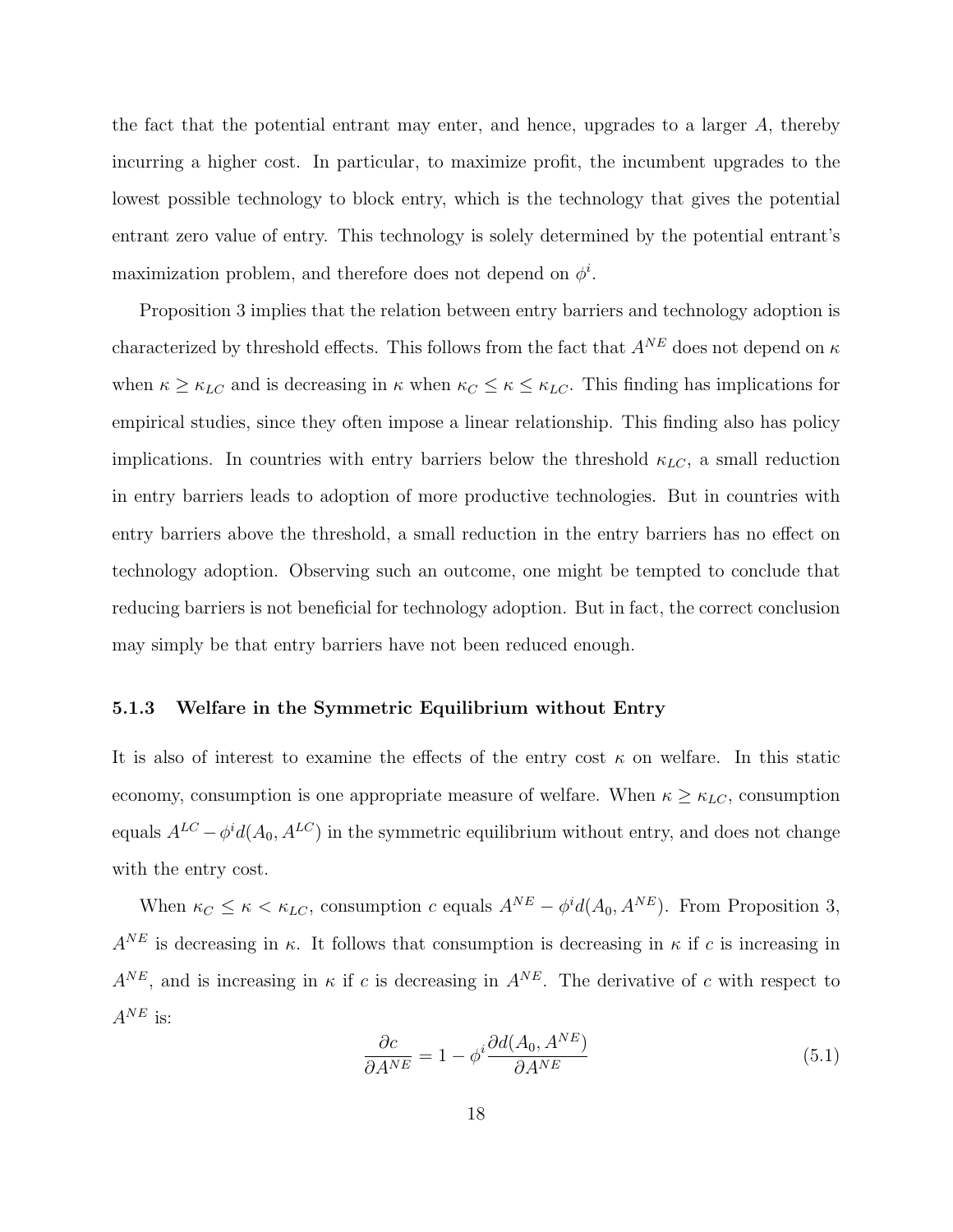the fact that the potential entrant may enter, and hence, upgrades to a larger $A$, thereby incurring a higher cost. In particular, to maximize profit, the incumbent upgrades to the lowest possible technology to block entry, which is the technology that gives the potential entrant zero value of entry. This technology is solely determined by the potential entrant's maximization problem, and therefore does not depend on $\phi^i$.

Proposition 3 implies that the relation between entry barriers and technology adoption is characterized by threshold effects. This follows from the fact that $A^{NE}$ does not depend on $\kappa$ when $\kappa \geq \kappa_{LC}$ and is decreasing in $\kappa$ when $\kappa_C \leq \kappa \leq \kappa_{LC}$. This finding has implications for empirical studies, since they often impose a linear relationship. This finding also has policy implications. In countries with entry barriers below the threshold $\kappa_{LC}$, a small reduction in entry barriers leads to adoption of more productive technologies. But in countries with entry barriers above the threshold, a small reduction in the entry barriers has no effect on technology adoption. Observing such an outcome, one might be tempted to conclude that reducing barriers is not beneficial for technology adoption. But in fact, the correct conclusion may simply be that entry barriers have not been reduced enough.

### 5.1.3 Welfare in the Symmetric Equilibrium without Entry

It is also of interest to examine the effects of the entry cost $\kappa$ on welfare. In this static economy, consumption is one appropriate measure of welfare. When $\kappa \geq \kappa_{LC}$, consumption equals $A^{LC} - \phi^i d(A_0, A^{LC})$ in the symmetric equilibrium without entry, and does not change with the entry cost.

When $\kappa_C \leq \kappa < \kappa_{LC}$, consumption $c$ equals $A^{NE} - \phi^i d(A_0, A^{NE})$. From Proposition 3, $A^{NE}$ is decreasing in $\kappa$. It follows that consumption is decreasing in $\kappa$ if $c$ is increasing in $A^{NE}$, and is increasing in $\kappa$ if $c$ is decreasing in $A^{NE}$. The derivative of $c$ with respect to $A^{NE}$ is:

$$\frac{\partial c}{\partial A^{NE}} = 1 - \phi^i \frac{\partial d(A_0, A^{NE})}{\partial A^{NE}} \tag{5.1}$$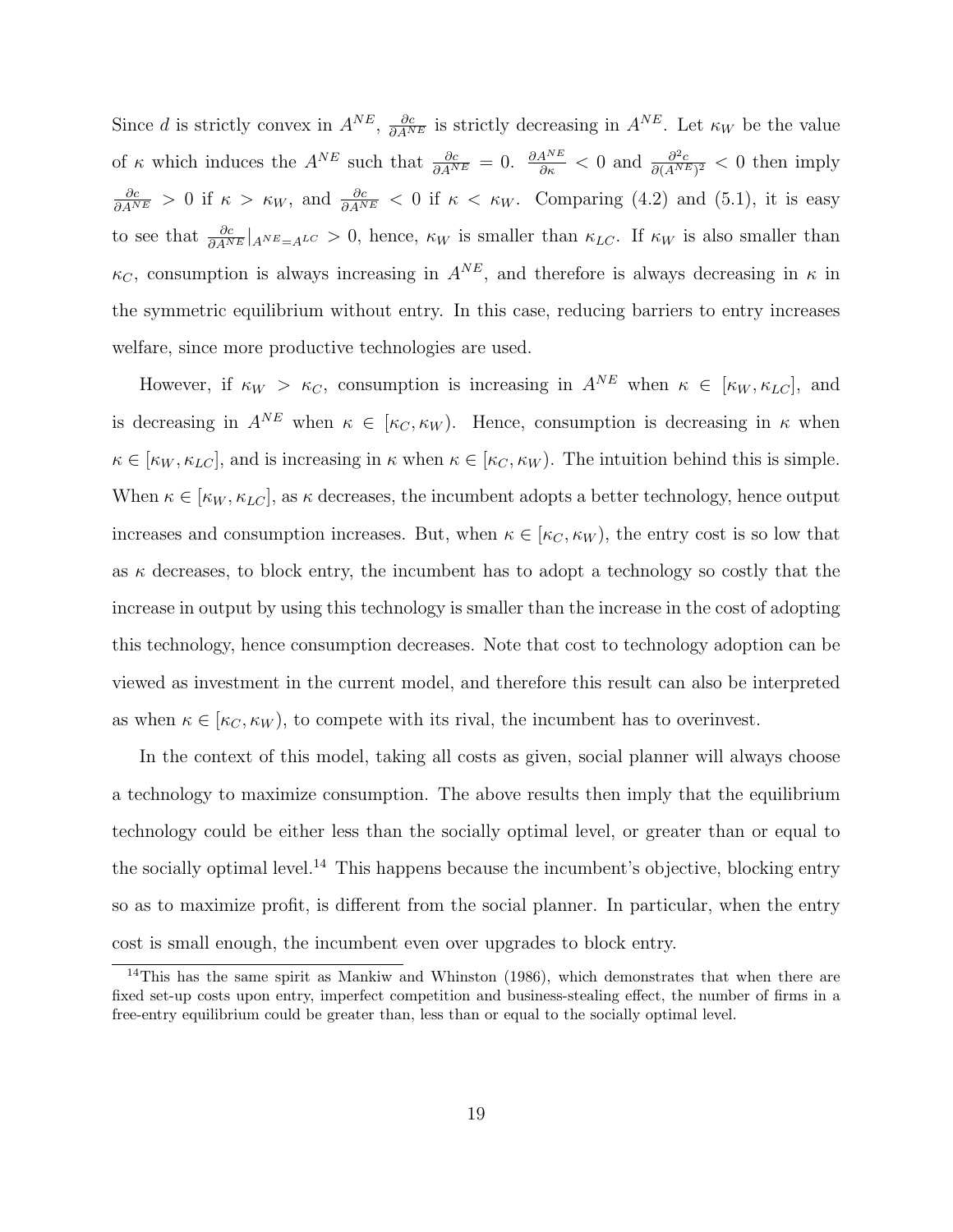Since $d$ is strictly convex in $A^{NE}$, $\frac{\partial c}{\partial A^{NE}}$ is strictly decreasing in $A^{NE}$. Let $\kappa_W$ be the value of $\kappa$ which induces the $A^{NE}$ such that $\frac{\partial c}{\partial A^{NE}} = 0$. $\frac{\partial A^{NE}}{\partial \kappa} < 0$ and $\frac{\partial^2 c}{\partial (A^{NE})^2} < 0$ then imply $\frac{\partial c}{\partial A^{NE}} > 0$ if $\kappa > \kappa_W$, and $\frac{\partial c}{\partial A^{NE}} < 0$ if $\kappa < \kappa_W$. Comparing (4.2) and (5.1), it is easy to see that $\frac{\partial c}{\partial A^{NE}}|_{A^{NE}=A^{LC}} > 0$, hence, $\kappa_W$ is smaller than $\kappa_{LC}$. If $\kappa_W$ is also smaller than $\kappa_C$, consumption is always increasing in $A^{NE}$, and therefore is always decreasing in $\kappa$ in the symmetric equilibrium without entry. In this case, reducing barriers to entry increases welfare, since more productive technologies are used.

However, if $\kappa_W > \kappa_C$, consumption is increasing in $A^{NE}$ when $\kappa \in [\kappa_W, \kappa_{LC}]$, and is decreasing in $A^{NE}$ when $\kappa \in [\kappa_C, \kappa_W)$. Hence, consumption is decreasing in $\kappa$ when $\kappa \in [\kappa_W, \kappa_{LC}]$, and is increasing in $\kappa$ when $\kappa \in [\kappa_C, \kappa_W)$. The intuition behind this is simple. When $\kappa \in [\kappa_W, \kappa_{LC}]$, as $\kappa$ decreases, the incumbent adopts a better technology, hence output increases and consumption increases. But, when $\kappa \in [\kappa_C, \kappa_W)$, the entry cost is so low that as $\kappa$ decreases, to block entry, the incumbent has to adopt a technology so costly that the increase in output by using this technology is smaller than the increase in the cost of adopting this technology, hence consumption decreases. Note that cost to technology adoption can be viewed as investment in the current model, and therefore this result can also be interpreted as when $\kappa \in [\kappa_C, \kappa_W)$, to compete with its rival, the incumbent has to overinvest.

In the context of this model, taking all costs as given, social planner will always choose a technology to maximize consumption. The above results then imply that the equilibrium technology could be either less than the socially optimal level, or greater than or equal to the socially optimal level.[14] This happens because the incumbent's objective, blocking entry so as to maximize profit, is different from the social planner. In particular, when the entry cost is small enough, the incumbent even over upgrades to block entry.

[14] This has the same spirit as Mankiw and Whinston (1986), which demonstrates that when there are fixed set-up costs upon entry, imperfect competition and business-stealing effect, the number of firms in a free-entry equilibrium could be greater than, less than or equal to the socially optimal level.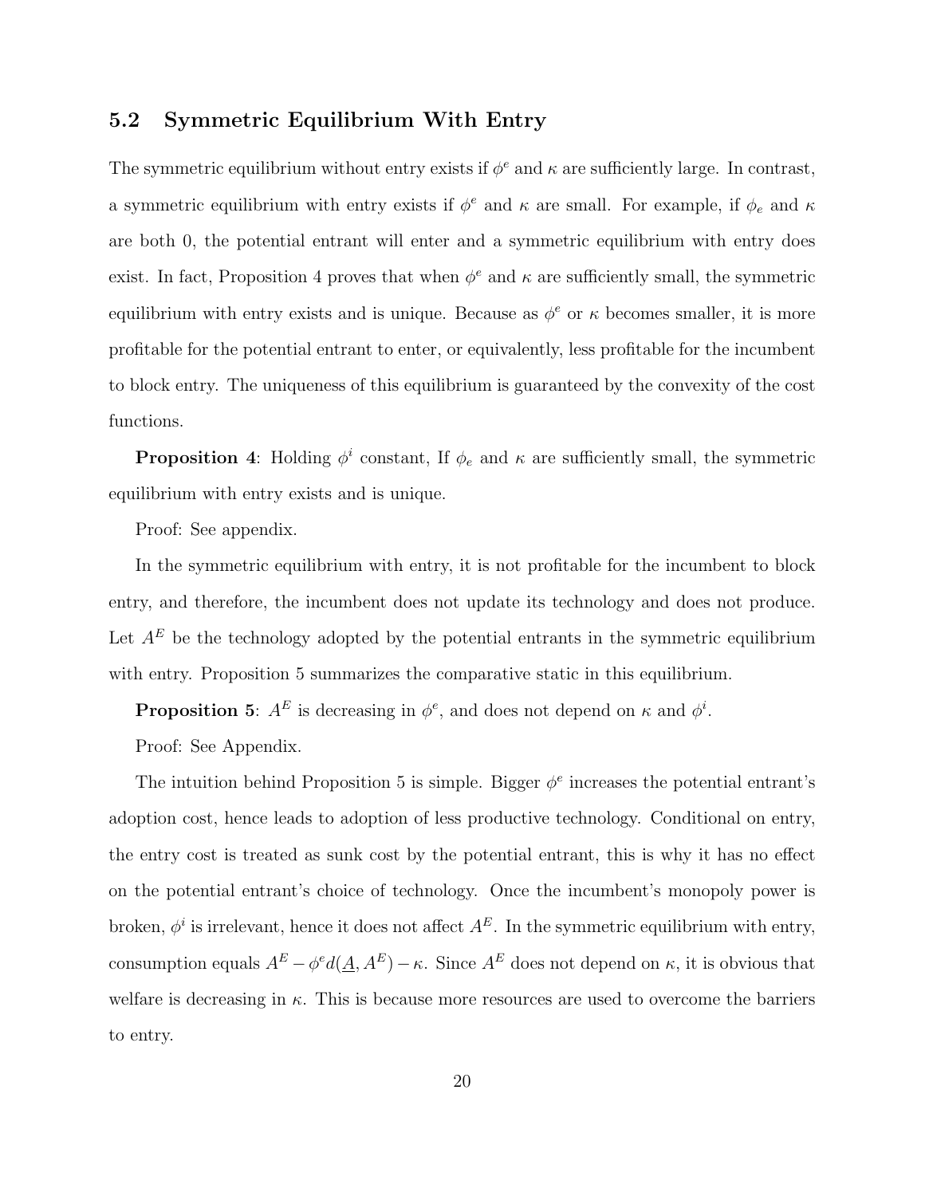## 5.2 Symmetric Equilibrium With Entry

The symmetric equilibrium without entry exists if $\phi^e$ and $\kappa$ are sufficiently large. In contrast, a symmetric equilibrium with entry exists if $\phi^e$ and $\kappa$ are small. For example, if $\phi_e$ and $\kappa$ are both 0, the potential entrant will enter and a symmetric equilibrium with entry does exist. In fact, Proposition 4 proves that when $\phi^e$ and $\kappa$ are sufficiently small, the symmetric equilibrium with entry exists and is unique. Because as $\phi^e$ or $\kappa$ becomes smaller, it is more profitable for the potential entrant to enter, or equivalently, less profitable for the incumbent to block entry. The uniqueness of this equilibrium is guaranteed by the convexity of the cost functions.

**Proposition 4**: Holding $\phi^i$ constant, If $\phi_e$ and $\kappa$ are sufficiently small, the symmetric equilibrium with entry exists and is unique.

Proof: See appendix.

In the symmetric equilibrium with entry, it is not profitable for the incumbent to block entry, and therefore, the incumbent does not update its technology and does not produce. Let $A^E$ be the technology adopted by the potential entrants in the symmetric equilibrium with entry. Proposition 5 summarizes the comparative static in this equilibrium.

**Proposition 5**: $A^E$ is decreasing in $\phi^e$, and does not depend on $\kappa$ and $\phi^i$.

Proof: See Appendix.

The intuition behind Proposition 5 is simple. Bigger $\phi^e$ increases the potential entrant's adoption cost, hence leads to adoption of less productive technology. Conditional on entry, the entry cost is treated as sunk cost by the potential entrant, this is why it has no effect on the potential entrant's choice of technology. Once the incumbent's monopoly power is broken, $\phi^i$ is irrelevant, hence it does not affect $A^E$. In the symmetric equilibrium with entry, consumption equals $A^E - \phi^e d(\underline{A}, A^E) - \kappa$. Since $A^E$ does not depend on $\kappa$, it is obvious that welfare is decreasing in $\kappa$. This is because more resources are used to overcome the barriers to entry.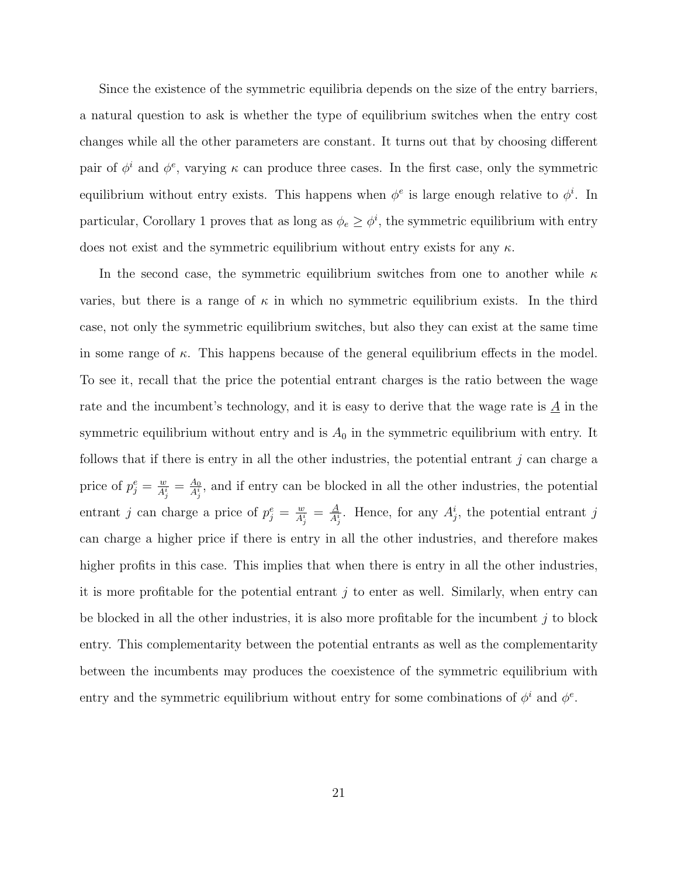Since the existence of the symmetric equilibria depends on the size of the entry barriers, a natural question to ask is whether the type of equilibrium switches when the entry cost changes while all the other parameters are constant. It turns out that by choosing different pair of $\phi^i$ and $\phi^e$, varying $\kappa$ can produce three cases. In the first case, only the symmetric equilibrium without entry exists. This happens when $\phi^e$ is large enough relative to $\phi^i$. In particular, Corollary 1 proves that as long as $\phi_e \geq \phi^i$, the symmetric equilibrium with entry does not exist and the symmetric equilibrium without entry exists for any $\kappa$.

In the second case, the symmetric equilibrium switches from one to another while $\kappa$ varies, but there is a range of $\kappa$ in which no symmetric equilibrium exists. In the third case, not only the symmetric equilibrium switches, but also they can exist at the same time in some range of $\kappa$. This happens because of the general equilibrium effects in the model. To see it, recall that the price the potential entrant charges is the ratio between the wage rate and the incumbent's technology, and it is easy to derive that the wage rate is $\underline{A}$ in the symmetric equilibrium without entry and is $A_0$ in the symmetric equilibrium with entry. It follows that if there is entry in all the other industries, the potential entrant $j$ can charge a price of $p_j^e = \frac{w}{A_j^i} = \frac{A_0}{A_j^i}$, and if entry can be blocked in all the other industries, the potential entrant $j$ can charge a price of $p_j^e = \frac{w}{A_j^i} = \frac{\underline{A}}{A_j^i}$. Hence, for any $A_j^i$, the potential entrant $j$ can charge a higher price if there is entry in all the other industries, and therefore makes higher profits in this case. This implies that when there is entry in all the other industries, it is more profitable for the potential entrant $j$ to enter as well. Similarly, when entry can be blocked in all the other industries, it is also more profitable for the incumbent $j$ to block entry. This complementarity between the potential entrants as well as the complementarity between the incumbents may produces the coexistence of the symmetric equilibrium with entry and the symmetric equilibrium without entry for some combinations of $\phi^i$ and $\phi^e$.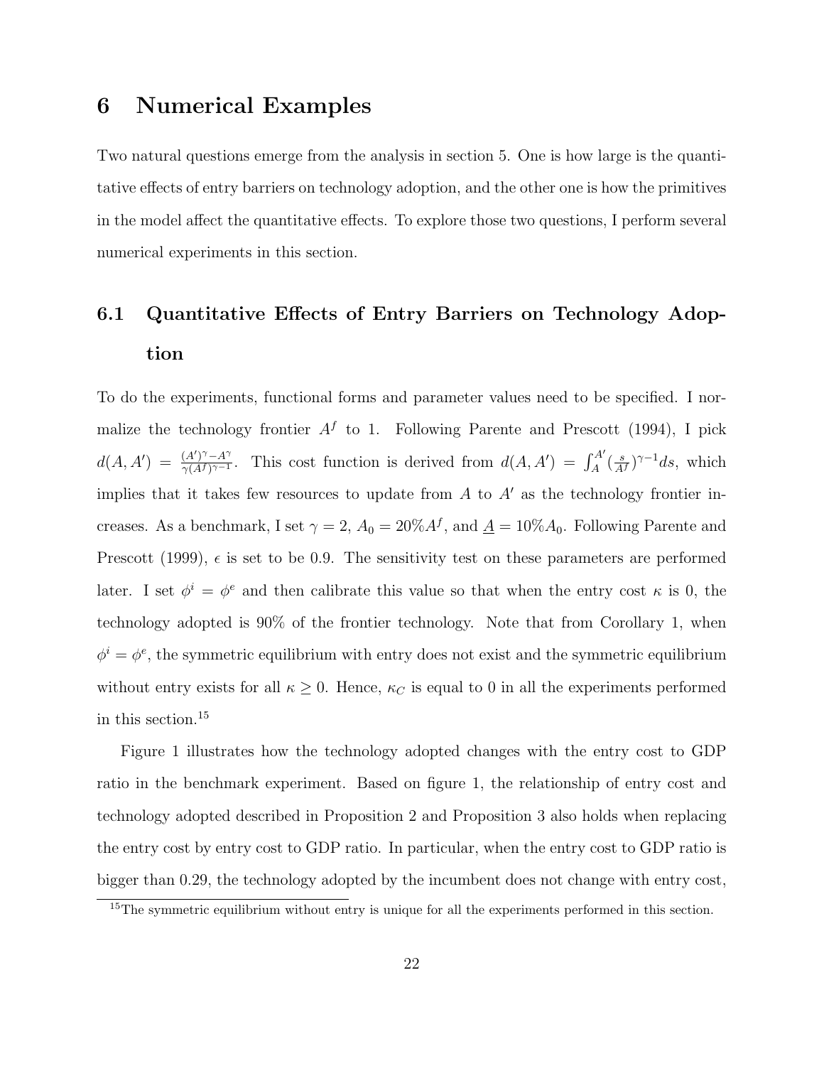# 6 Numerical Examples

Two natural questions emerge from the analysis in section 5. One is how large is the quantitative effects of entry barriers on technology adoption, and the other one is how the primitives in the model affect the quantitative effects. To explore those two questions, I perform several numerical experiments in this section.

## 6.1 Quantitative Effects of Entry Barriers on Technology Adoption

To do the experiments, functional forms and parameter values need to be specified. I normalize the technology frontier $A^f$ to 1. Following Parente and Prescott (1994), I pick $d(A, A') = \frac{(A')^\gamma - A^\gamma}{\gamma (A^f)^{\gamma-1}}$. This cost function is derived from $d(A, A') = \int_A^{A'} (\frac{s}{A^f})^{\gamma-1} ds$, which implies that it takes few resources to update from $A$ to $A'$ as the technology frontier increases. As a benchmark, I set $\gamma = 2$, $A_0 = 20\% A^f$, and $\underline{A} = 10\% A_0$. Following Parente and Prescott (1999), $\epsilon$ is set to be 0.9. The sensitivity test on these parameters are performed later. I set $\phi^i = \phi^e$ and then calibrate this value so that when the entry cost $\kappa$ is 0, the technology adopted is 90% of the frontier technology. Note that from Corollary 1, when $\phi^i = \phi^e$, the symmetric equilibrium with entry does not exist and the symmetric equilibrium without entry exists for all $\kappa \geq 0$. Hence, $\kappa_C$ is equal to 0 in all the experiments performed in this section.[15]

Figure 1 illustrates how the technology adopted changes with the entry cost to GDP ratio in the benchmark experiment. Based on figure 1, the relationship of entry cost and technology adopted described in Proposition 2 and Proposition 3 also holds when replacing the entry cost by entry cost to GDP ratio. In particular, when the entry cost to GDP ratio is bigger than 0.29, the technology adopted by the incumbent does not change with entry cost,

[15]The symmetric equilibrium without entry is unique for all the experiments performed in this section.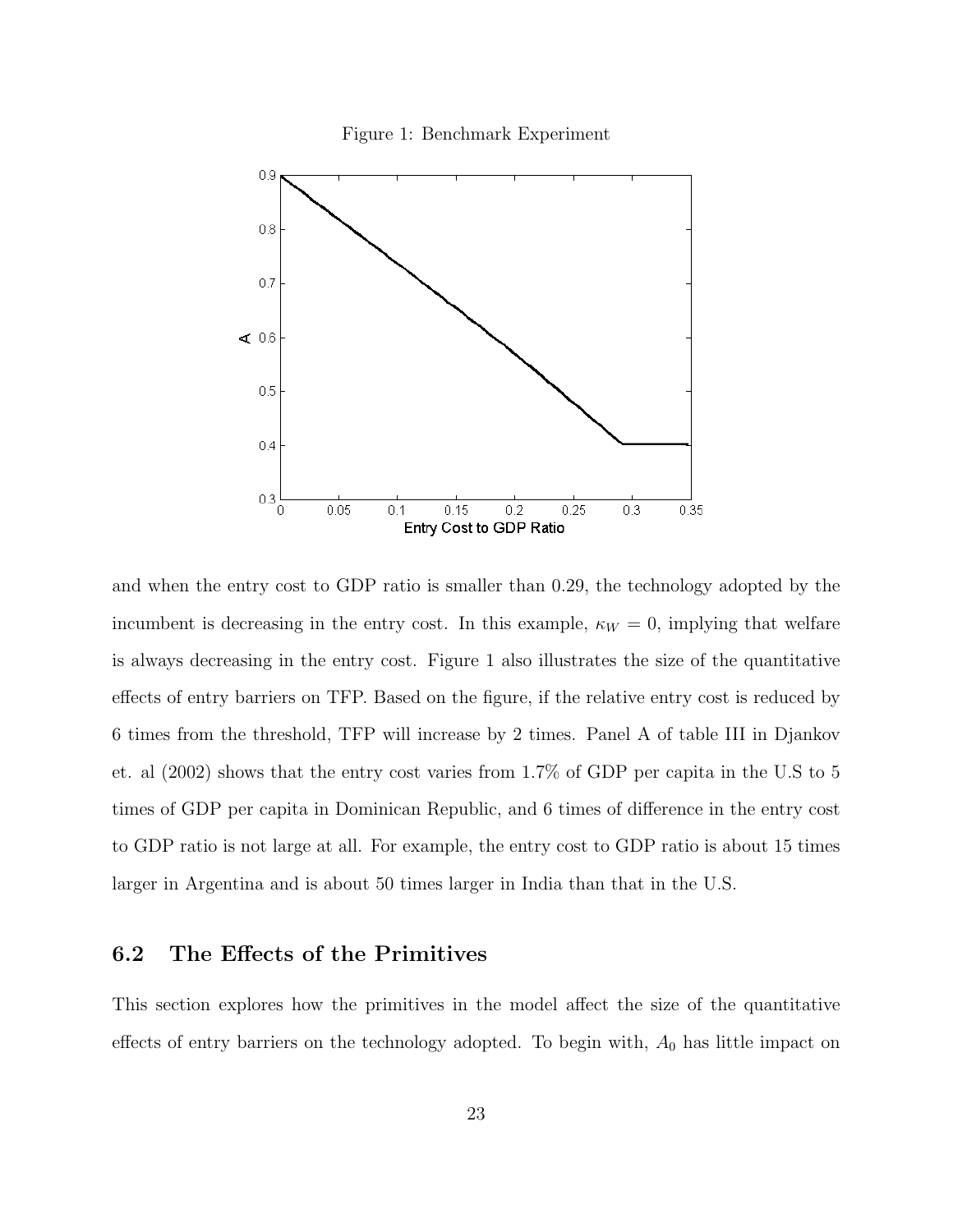Figure 1: Benchmark Experiment

and when the entry cost to GDP ratio is smaller than 0.29, the technology adopted by the incumbent is decreasing in the entry cost. In this example, $\kappa_W = 0$, implying that welfare is always decreasing in the entry cost. Figure 1 also illustrates the size of the quantitative effects of entry barriers on TFP. Based on the figure, if the relative entry cost is reduced by 6 times from the threshold, TFP will increase by 2 times. Panel A of table III in Djankov et. al (2002) shows that the entry cost varies from 1.7% of GDP per capita in the U.S to 5 times of GDP per capita in Dominican Republic, and 6 times of difference in the entry cost to GDP ratio is not large at all. For example, the entry cost to GDP ratio is about 15 times larger in Argentina and is about 50 times larger in India than that in the U.S.

## 6.2 The Effects of the Primitives

This section explores how the primitives in the model affect the size of the quantitative effects of entry barriers on the technology adopted. To begin with, $A_0$ has little impact on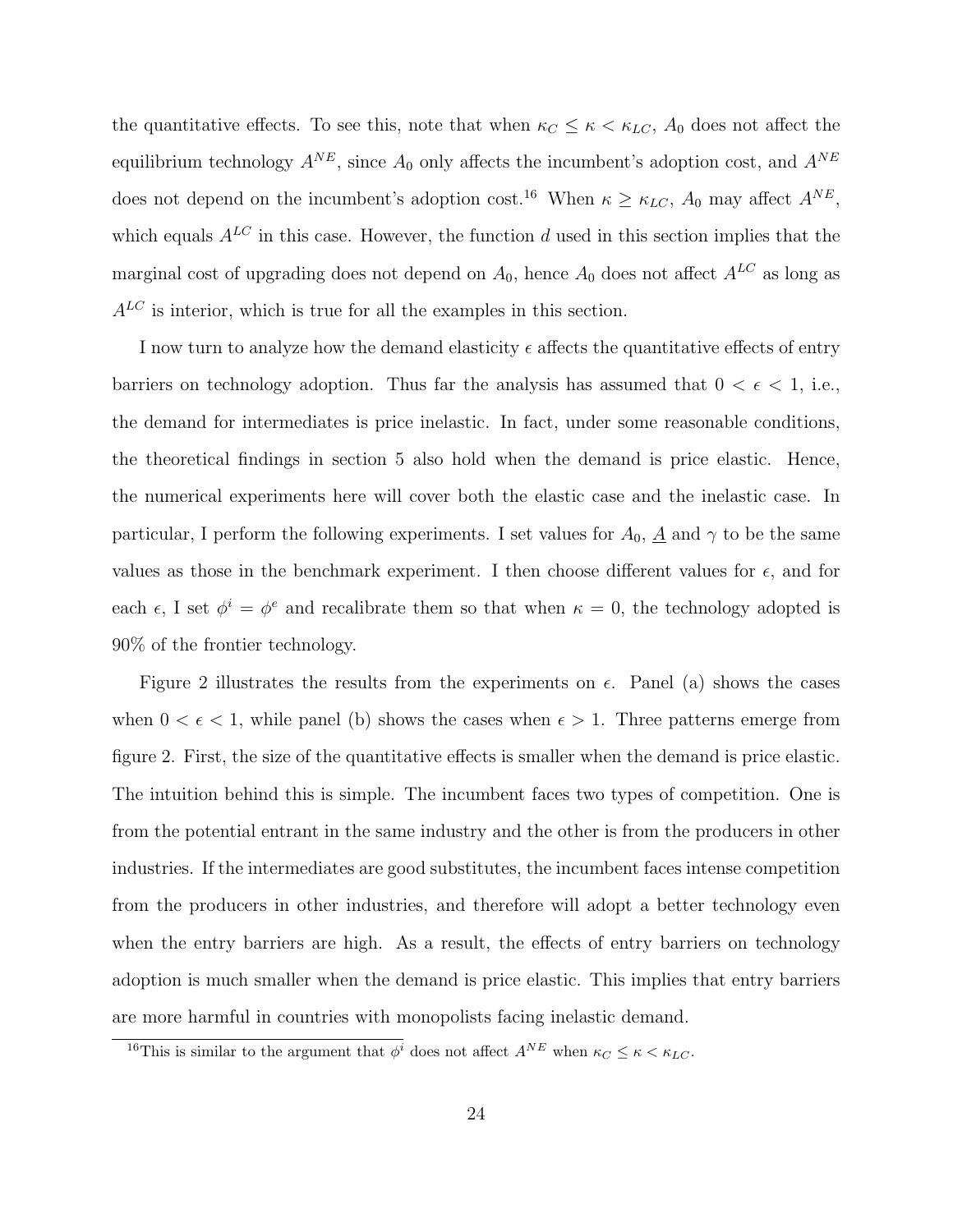the quantitative effects. To see this, note that when $\kappa_C \leq \kappa < \kappa_{LC}$, $A_0$ does not affect the equilibrium technology $A^{NE}$, since $A_0$ only affects the incumbent's adoption cost, and $A^{NE}$ does not depend on the incumbent's adoption cost.[16] When $\kappa \geq \kappa_{LC}$, $A_0$ may affect $A^{NE}$, which equals $A^{LC}$ in this case. However, the function $d$ used in this section implies that the marginal cost of upgrading does not depend on $A_0$, hence $A_0$ does not affect $A^{LC}$ as long as $A^{LC}$ is interior, which is true for all the examples in this section.

I now turn to analyze how the demand elasticity $\epsilon$ affects the quantitative effects of entry barriers on technology adoption. Thus far the analysis has assumed that $0 < \epsilon < 1$, i.e., the demand for intermediates is price inelastic. In fact, under some reasonable conditions, the theoretical findings in section 5 also hold when the demand is price elastic. Hence, the numerical experiments here will cover both the elastic case and the inelastic case. In particular, I perform the following experiments. I set values for $A_0$, $\underline{A}$ and $\gamma$ to be the same values as those in the benchmark experiment. I then choose different values for $\epsilon$, and for each $\epsilon$, I set $\phi^i = \phi^e$ and recalibrate them so that when $\kappa = 0$, the technology adopted is 90% of the frontier technology.

Figure 2 illustrates the results from the experiments on $\epsilon$. Panel (a) shows the cases when $0 < \epsilon < 1$, while panel (b) shows the cases when $\epsilon > 1$. Three patterns emerge from figure 2. First, the size of the quantitative effects is smaller when the demand is price elastic. The intuition behind this is simple. The incumbent faces two types of competition. One is from the potential entrant in the same industry and the other is from the producers in other industries. If the intermediates are good substitutes, the incumbent faces intense competition from the producers in other industries, and therefore will adopt a better technology even when the entry barriers are high. As a result, the effects of entry barriers on technology adoption is much smaller when the demand is price elastic. This implies that entry barriers are more harmful in countries with monopolists facing inelastic demand.

[16] This is similar to the argument that $\phi^i$ does not affect $A^{NE}$ when $\kappa_C \leq \kappa < \kappa_{LC}$.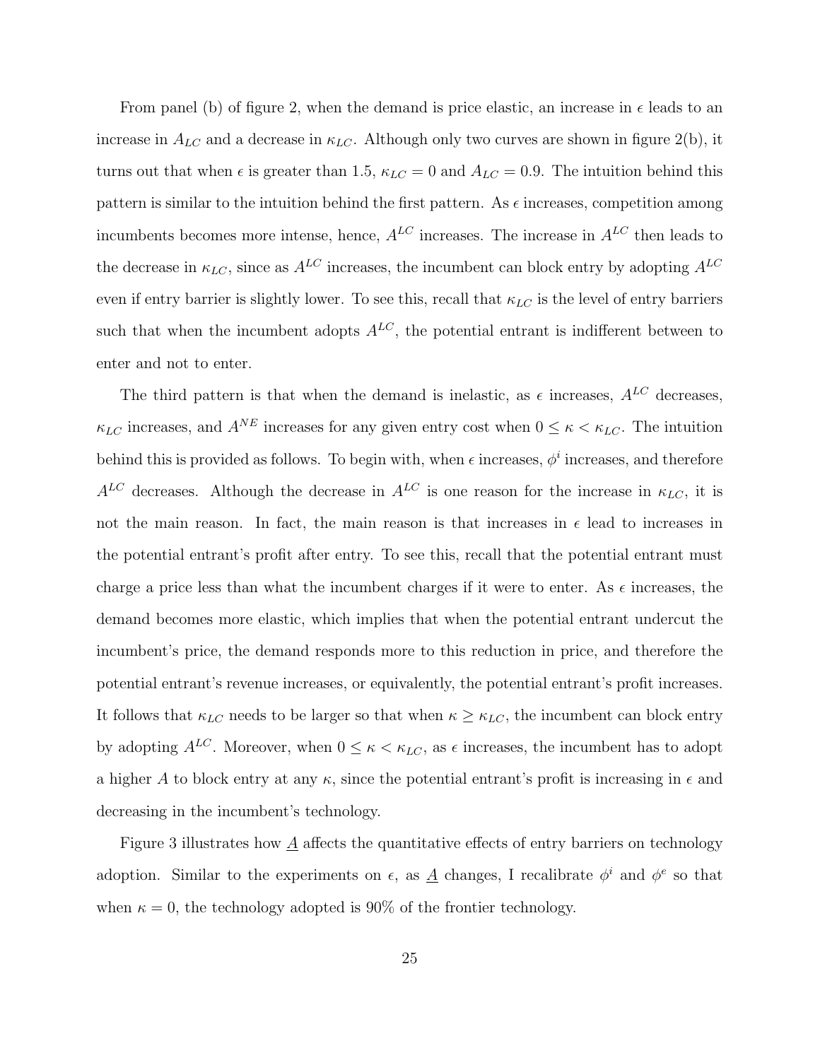From panel (b) of figure 2, when the demand is price elastic, an increase in $\epsilon$ leads to an increase in $A_{LC}$ and a decrease in $\kappa_{LC}$. Although only two curves are shown in figure 2(b), it turns out that when $\epsilon$ is greater than 1.5, $\kappa_{LC} = 0$ and $A_{LC} = 0.9$. The intuition behind this pattern is similar to the intuition behind the first pattern. As $\epsilon$ increases, competition among incumbents becomes more intense, hence, $A^{LC}$ increases. The increase in $A^{LC}$ then leads to the decrease in $\kappa_{LC}$, since as $A^{LC}$ increases, the incumbent can block entry by adopting $A^{LC}$ even if entry barrier is slightly lower. To see this, recall that $\kappa_{LC}$ is the level of entry barriers such that when the incumbent adopts $A^{LC}$, the potential entrant is indifferent between to enter and not to enter.

The third pattern is that when the demand is inelastic, as $\epsilon$ increases, $A^{LC}$ decreases, $\kappa_{LC}$ increases, and $A^{NE}$ increases for any given entry cost when $0 \leq \kappa < \kappa_{LC}$. The intuition behind this is provided as follows. To begin with, when $\epsilon$ increases, $\phi^i$ increases, and therefore $A^{LC}$ decreases. Although the decrease in $A^{LC}$ is one reason for the increase in $\kappa_{LC}$, it is not the main reason. In fact, the main reason is that increases in $\epsilon$ lead to increases in the potential entrant's profit after entry. To see this, recall that the potential entrant must charge a price less than what the incumbent charges if it were to enter. As $\epsilon$ increases, the demand becomes more elastic, which implies that when the potential entrant undercut the incumbent's price, the demand responds more to this reduction in price, and therefore the potential entrant's revenue increases, or equivalently, the potential entrant's profit increases. It follows that $\kappa_{LC}$ needs to be larger so that when $\kappa \geq \kappa_{LC}$, the incumbent can block entry by adopting $A^{LC}$. Moreover, when $0 \leq \kappa < \kappa_{LC}$, as $\epsilon$ increases, the incumbent has to adopt a higher $A$ to block entry at any $\kappa$, since the potential entrant's profit is increasing in $\epsilon$ and decreasing in the incumbent's technology.

Figure 3 illustrates how $\underline{A}$ affects the quantitative effects of entry barriers on technology adoption. Similar to the experiments on $\epsilon$, as $\underline{A}$ changes, I recalibrate $\phi^i$ and $\phi^e$ so that when $\kappa = 0$, the technology adopted is 90% of the frontier technology.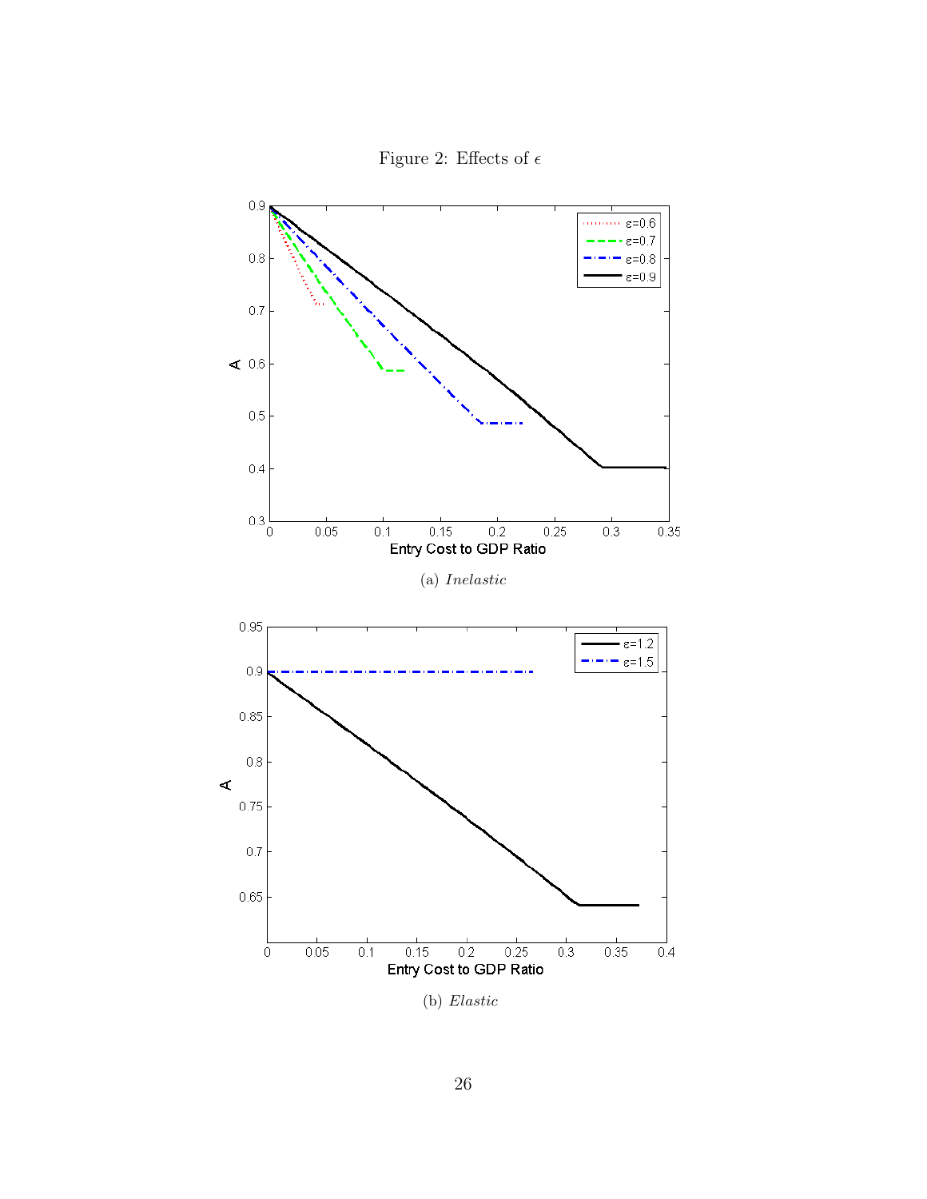Figure 2: Effects of $\epsilon$

(a) *Inelastic*

(b) *Elastic*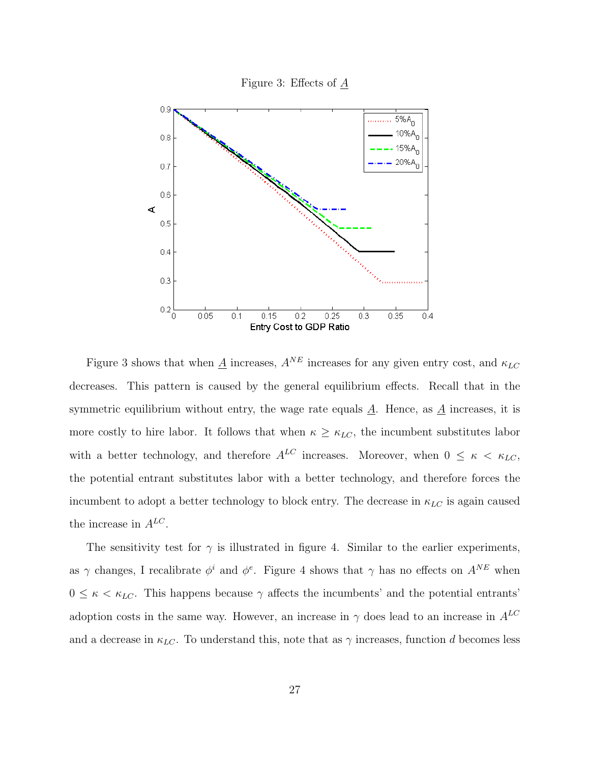Figure 3: Effects of $\underline{A}$

Figure 3 shows that when $\underline{A}$ increases, $A^{NE}$ increases for any given entry cost, and $\kappa_{LC}$ decreases. This pattern is caused by the general equilibrium effects. Recall that in the symmetric equilibrium without entry, the wage rate equals $\underline{A}$. Hence, as $\underline{A}$ increases, it is more costly to hire labor. It follows that when $\kappa \geq \kappa_{LC}$, the incumbent substitutes labor with a better technology, and therefore $A^{LC}$ increases. Moreover, when $0 \leq \kappa < \kappa_{LC}$, the potential entrant substitutes labor with a better technology, and therefore forces the incumbent to adopt a better technology to block entry. The decrease in $\kappa_{LC}$ is again caused the increase in $A^{LC}$.

The sensitivity test for $\gamma$ is illustrated in figure 4. Similar to the earlier experiments, as $\gamma$ changes, I recalibrate $\phi^i$ and $\phi^e$. Figure 4 shows that $\gamma$ has no effects on $A^{NE}$ when $0 \leq \kappa < \kappa_{LC}$. This happens because $\gamma$ affects the incumbents' and the potential entrants' adoption costs in the same way. However, an increase in $\gamma$ does lead to an increase in $A^{LC}$ and a decrease in $\kappa_{LC}$. To understand this, note that as $\gamma$ increases, function $d$ becomes less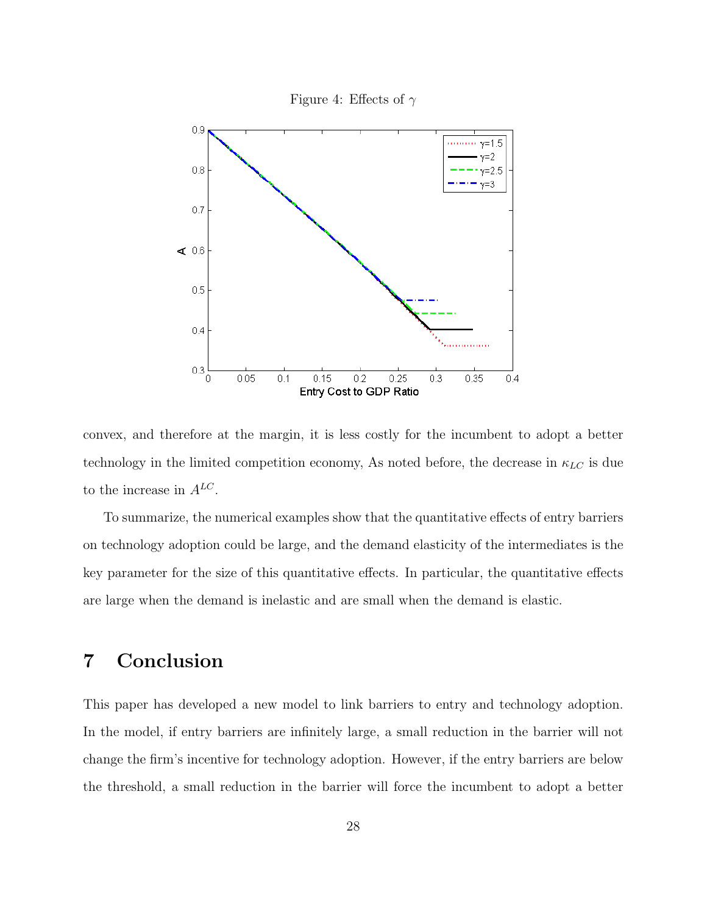Figure 4: Effects of $\gamma$

convex, and therefore at the margin, it is less costly for the incumbent to adopt a better technology in the limited competition economy, As noted before, the decrease in $\kappa_{LC}$ is due to the increase in $A^{LC}$.

To summarize, the numerical examples show that the quantitative effects of entry barriers on technology adoption could be large, and the demand elasticity of the intermediates is the key parameter for the size of this quantitative effects. In particular, the quantitative effects are large when the demand is inelastic and are small when the demand is elastic.

# 7 Conclusion

This paper has developed a new model to link barriers to entry and technology adoption. In the model, if entry barriers are infinitely large, a small reduction in the barrier will not change the firm's incentive for technology adoption. However, if the entry barriers are below the threshold, a small reduction in the barrier will force the incumbent to adopt a better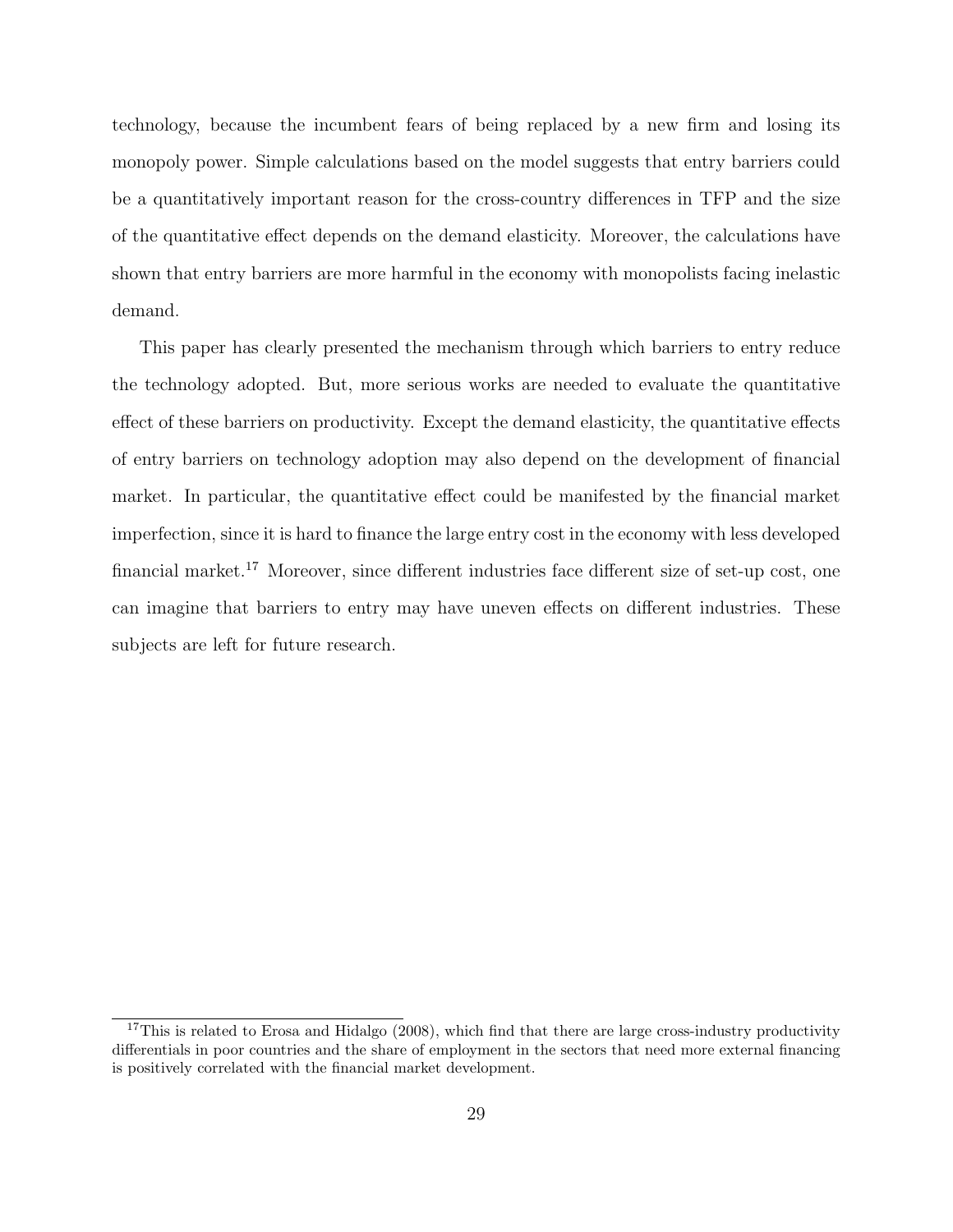technology, because the incumbent fears of being replaced by a new firm and losing its monopoly power. Simple calculations based on the model suggests that entry barriers could be a quantitatively important reason for the cross-country differences in TFP and the size of the quantitative effect depends on the demand elasticity. Moreover, the calculations have shown that entry barriers are more harmful in the economy with monopolists facing inelastic demand.

This paper has clearly presented the mechanism through which barriers to entry reduce the technology adopted. But, more serious works are needed to evaluate the quantitative effect of these barriers on productivity. Except the demand elasticity, the quantitative effects of entry barriers on technology adoption may also depend on the development of financial market. In particular, the quantitative effect could be manifested by the financial market imperfection, since it is hard to finance the large entry cost in the economy with less developed financial market.[17] Moreover, since different industries face different size of set-up cost, one can imagine that barriers to entry may have uneven effects on different industries. These subjects are left for future research.

[17] This is related to Erosa and Hidalgo (2008), which find that there are large cross-industry productivity differentials in poor countries and the share of employment in the sectors that need more external financing is positively correlated with the financial market development.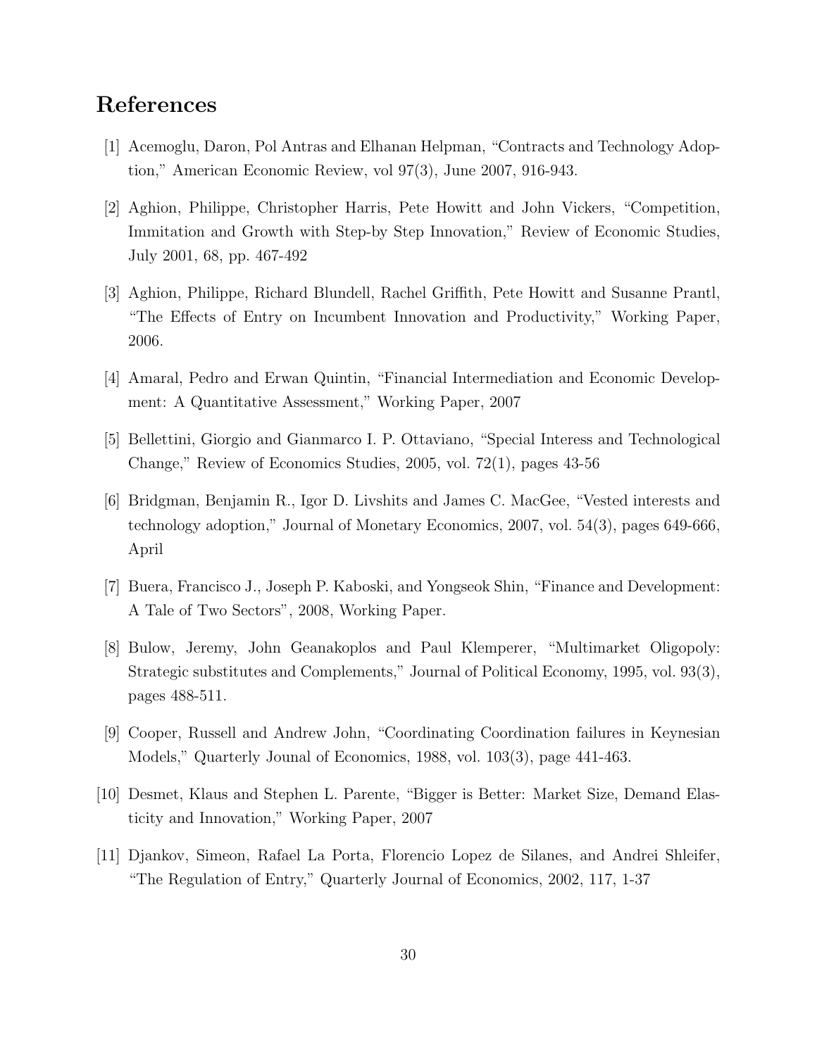## References

[1] Acemoglu, Daron, Pol Antras and Elhanan Helpman, "Contracts and Technology Adoption," American Economic Review, vol 97(3), June 2007, 916-943.

[2] Aghion, Philippe, Christopher Harris, Pete Howitt and John Vickers, "Competition, Immitation and Growth with Step-by Step Innovation," Review of Economic Studies, July 2001, 68, pp. 467-492

[3] Aghion, Philippe, Richard Blundell, Rachel Griffith, Pete Howitt and Susanne Prantl, "The Effects of Entry on Incumbent Innovation and Productivity," Working Paper, 2006.

[4] Amaral, Pedro and Erwan Quintin, "Financial Intermediation and Economic Development: A Quantitative Assessment," Working Paper, 2007

[5] Bellettini, Giorgio and Gianmarco I. P. Ottaviano, "Special Interess and Technological Change," Review of Economics Studies, 2005, vol. 72(1), pages 43-56

[6] Bridgman, Benjamin R., Igor D. Livshits and James C. MacGee, "Vested interests and technology adoption," Journal of Monetary Economics, 2007, vol. 54(3), pages 649-666, April

[7] Buera, Francisco J., Joseph P. Kaboski, and Yongseok Shin, "Finance and Development: A Tale of Two Sectors", 2008, Working Paper.

[8] Bulow, Jeremy, John Geanakoplos and Paul Klemperer, "Multimarket Oligopoly: Strategic substitutes and Complements," Journal of Political Economy, 1995, vol. 93(3), pages 488-511.

[9] Cooper, Russell and Andrew John, "Coordinating Coordination failures in Keynesian Models," Quarterly Jounal of Economics, 1988, vol. 103(3), page 441-463.

[10] Desmet, Klaus and Stephen L. Parente, "Bigger is Better: Market Size, Demand Elasticity and Innovation," Working Paper, 2007

[11] Djankov, Simeon, Rafael La Porta, Florencio Lopez de Silanes, and Andrei Shleifer, "The Regulation of Entry," Quarterly Journal of Economics, 2002, 117, 1-37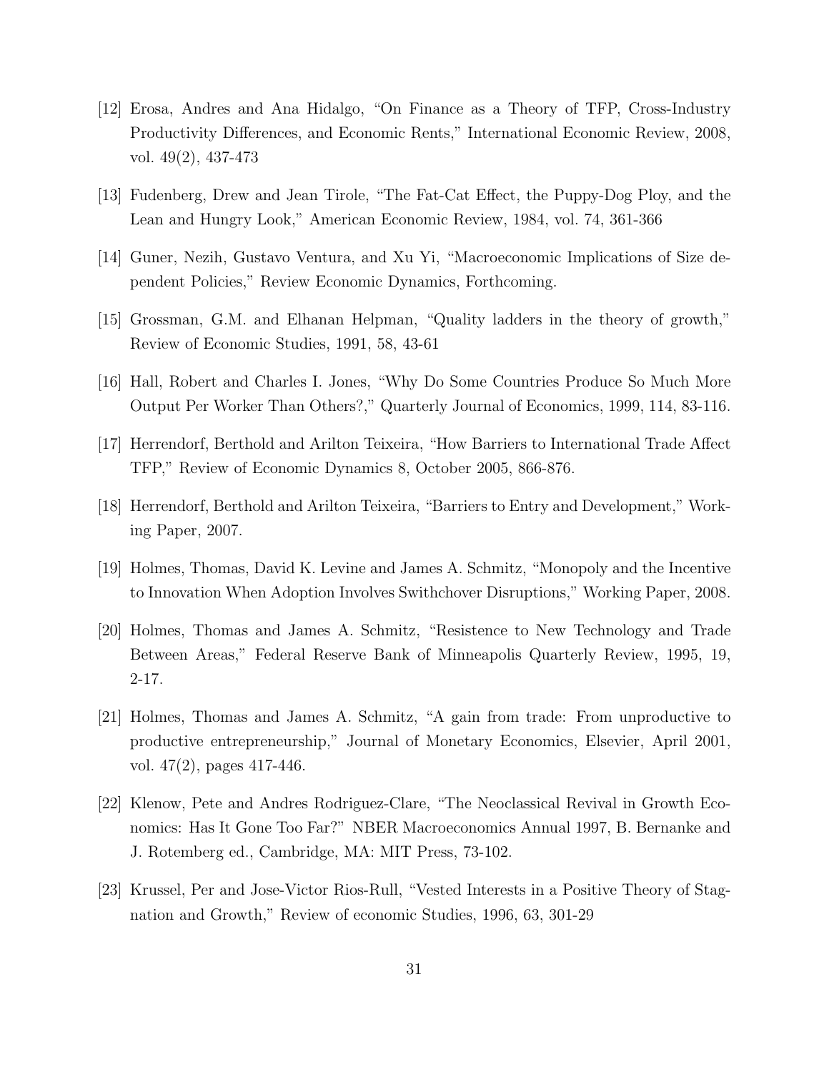[12] Erosa, Andres and Ana Hidalgo, "On Finance as a Theory of TFP, Cross-Industry Productivity Differences, and Economic Rents," International Economic Review, 2008, vol. 49(2), 437-473

[13] Fudenberg, Drew and Jean Tirole, "The Fat-Cat Effect, the Puppy-Dog Ploy, and the Lean and Hungry Look," American Economic Review, 1984, vol. 74, 361-366

[14] Guner, Nezih, Gustavo Ventura, and Xu Yi, "Macroeconomic Implications of Size dependent Policies," Review Economic Dynamics, Forthcoming.

[15] Grossman, G.M. and Elhanan Helpman, "Quality ladders in the theory of growth," Review of Economic Studies, 1991, 58, 43-61

[16] Hall, Robert and Charles I. Jones, "Why Do Some Countries Produce So Much More Output Per Worker Than Others?," Quarterly Journal of Economics, 1999, 114, 83-116.

[17] Herrendorf, Berthold and Arilton Teixeira, "How Barriers to International Trade Affect TFP," Review of Economic Dynamics 8, October 2005, 866-876.

[18] Herrendorf, Berthold and Arilton Teixeira, "Barriers to Entry and Development," Working Paper, 2007.

[19] Holmes, Thomas, David K. Levine and James A. Schmitz, "Monopoly and the Incentive to Innovation When Adoption Involves Swithchover Disruptions," Working Paper, 2008.

[20] Holmes, Thomas and James A. Schmitz, "Resistence to New Technology and Trade Between Areas," Federal Reserve Bank of Minneapolis Quarterly Review, 1995, 19, 2-17.

[21] Holmes, Thomas and James A. Schmitz, "A gain from trade: From unproductive to productive entrepreneurship," Journal of Monetary Economics, Elsevier, April 2001, vol. 47(2), pages 417-446.

[22] Klenow, Pete and Andres Rodriguez-Clare, "The Neoclassical Revival in Growth Economics: Has It Gone Too Far?" NBER Macroeconomics Annual 1997, B. Bernanke and J. Rotemberg ed., Cambridge, MA: MIT Press, 73-102.

[23] Krussel, Per and Jose-Victor Rios-Rull, "Vested Interests in a Positive Theory of Stagnation and Growth," Review of economic Studies, 1996, 63, 301-29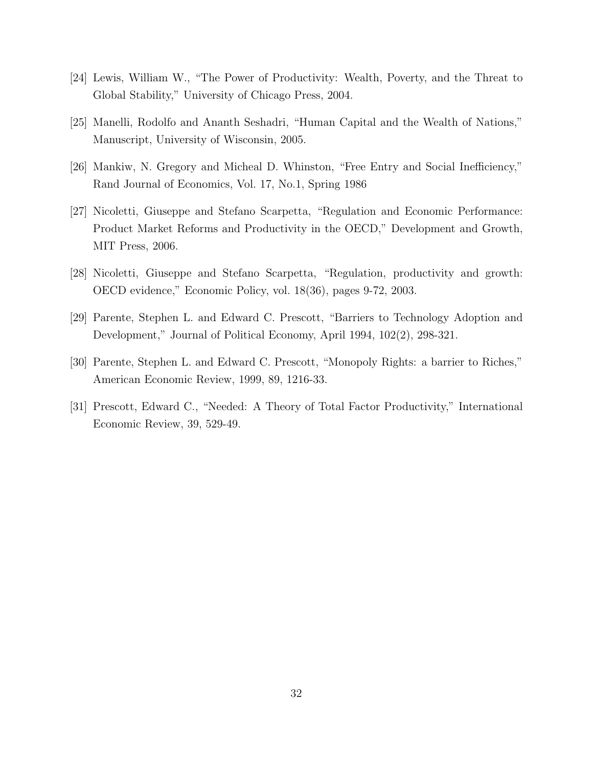[24] Lewis, William W., "The Power of Productivity: Wealth, Poverty, and the Threat to Global Stability," University of Chicago Press, 2004.

[25] Manelli, Rodolfo and Ananth Seshadri, "Human Capital and the Wealth of Nations," Manuscript, University of Wisconsin, 2005.

[26] Mankiw, N. Gregory and Micheal D. Whinston, "Free Entry and Social Inefficiency," Rand Journal of Economics, Vol. 17, No.1, Spring 1986

[27] Nicoletti, Giuseppe and Stefano Scarpetta, "Regulation and Economic Performance: Product Market Reforms and Productivity in the OECD," Development and Growth, MIT Press, 2006.

[28] Nicoletti, Giuseppe and Stefano Scarpetta, "Regulation, productivity and growth: OECD evidence," Economic Policy, vol. 18(36), pages 9-72, 2003.

[29] Parente, Stephen L. and Edward C. Prescott, "Barriers to Technology Adoption and Development," Journal of Political Economy, April 1994, 102(2), 298-321.

[30] Parente, Stephen L. and Edward C. Prescott, "Monopoly Rights: a barrier to Riches," American Economic Review, 1999, 89, 1216-33.

[31] Prescott, Edward C., "Needed: A Theory of Total Factor Productivity," International Economic Review, 39, 529-49.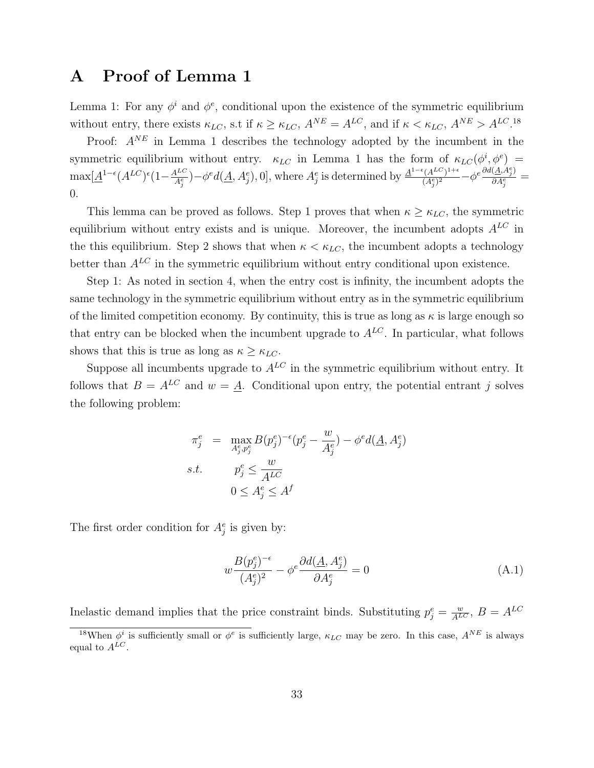# A Proof of Lemma 1

Lemma 1: For any $\phi^i$ and $\phi^e$, conditional upon the existence of the symmetric equilibrium without entry, there exists $\kappa_{LC}$, s.t if $\kappa \geq \kappa_{LC}$, $A^{NE} = A^{LC}$, and if $\kappa < \kappa_{LC}$, $A^{NE} > A^{LC}$.[18]

Proof: $A^{NE}$ in Lemma 1 describes the technology adopted by the incumbent in the symmetric equilibrium without entry. $\kappa_{LC}$ in Lemma 1 has the form of $\kappa_{LC}(\phi^i, \phi^e) = \max[\underline{A}^{1-\epsilon}(A^{LC})^{\epsilon}(1-\frac{A^{LC}}{A^e_j}) - \phi^e d(\underline{A}, A^e_j), 0]$, where $A^e_j$ is determined by $\frac{\underline{A}^{1-\epsilon}(A^{LC})^{1+\epsilon}}{(A^e_j)^2} - \phi^e \frac{\partial d(\underline{A}, A^e_j)}{\partial A^e_j} = 0$.

This lemma can be proved as follows. Step 1 proves that when $\kappa \geq \kappa_{LC}$, the symmetric equilibrium without entry exists and is unique. Moreover, the incumbent adopts $A^{LC}$ in the this equilibrium. Step 2 shows that when $\kappa < \kappa_{LC}$, the incumbent adopts a technology better than $A^{LC}$ in the symmetric equilibrium without entry conditional upon existence.

Step 1: As noted in section 4, when the entry cost is infinity, the incumbent adopts the same technology in the symmetric equilibrium without entry as in the symmetric equilibrium of the limited competition economy. By continuity, this is true as long as $\kappa$ is large enough so that entry can be blocked when the incumbent upgrade to $A^{LC}$. In particular, what follows shows that this is true as long as $\kappa \geq \kappa_{LC}$.

Suppose all incumbents upgrade to $A^{LC}$ in the symmetric equilibrium without entry. It follows that $B = A^{LC}$ and $w = \underline{A}$. Conditional upon entry, the potential entrant $j$ solves the following problem:

$$
\begin{aligned}
\pi^e_j &= \max_{A^e_j, p^e_j} B(p^e_j)^{-\epsilon}(p^e_j - \frac{w}{A^e_j}) - \phi^e d(\underline{A}, A^e_j) \\
s.t. & \quad p^e_j \leq \frac{w}{A^{LC}} \\
& \quad 0 \leq A^e_j \leq A^f
\end{aligned}
$$

The first order condition for $A^e_j$ is given by:

$$
w\frac{B(p^e_j)^{-\epsilon}}{(A^e_j)^2} - \phi^e \frac{\partial d(\underline{A}, A^e_j)}{\partial A^e_j} = 0 \tag{A.1}
$$

Inelastic demand implies that the price constraint binds. Substituting $p^e_j = \frac{w}{A^{LC}}$, $B = A^{LC}$

[18] When $\phi^i$ is sufficiently small or $\phi^e$ is sufficiently large, $\kappa_{LC}$ may be zero. In this case, $A^{NE}$ is always equal to $A^{LC}$.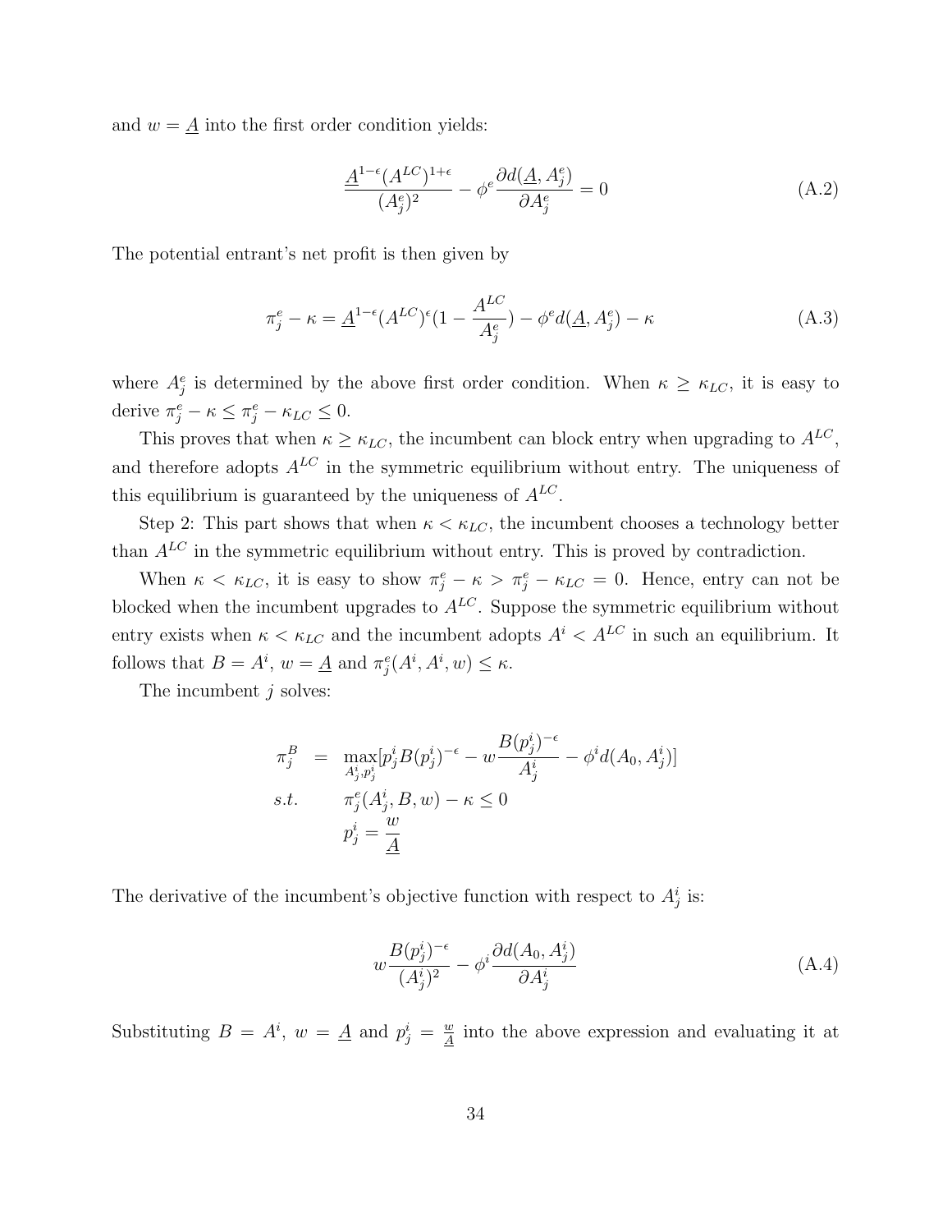and $w = \underline{A}$ into the first order condition yields:

$$\frac{\underline{A}^{1-\epsilon}(A^{LC})^{1+\epsilon}}{(A_j^e)^2} - \phi^e \frac{\partial d(\underline{A}, A_j^e)}{\partial A_j^e} = 0 \tag{A.2}$$

The potential entrant's net profit is then given by

$$\pi_j^e - \kappa = \underline{A}^{1-\epsilon}(A^{LC})^{\epsilon}(1 - \frac{A^{LC}}{A_j^e}) - \phi^e d(\underline{A}, A_j^e) - \kappa \tag{A.3}$$

where $A_j^e$ is determined by the above first order condition. When $\kappa \geq \kappa_{LC}$, it is easy to derive $\pi_j^e - \kappa \leq \pi_j^e - \kappa_{LC} \leq 0$.

This proves that when $\kappa \geq \kappa_{LC}$, the incumbent can block entry when upgrading to $A^{LC}$, and therefore adopts $A^{LC}$ in the symmetric equilibrium without entry. The uniqueness of this equilibrium is guaranteed by the uniqueness of $A^{LC}$.

Step 2: This part shows that when $\kappa < \kappa_{LC}$, the incumbent chooses a technology better than $A^{LC}$ in the symmetric equilibrium without entry. This is proved by contradiction.

When $\kappa < \kappa_{LC}$, it is easy to show $\pi_j^e - \kappa > \pi_j^e - \kappa_{LC} = 0$. Hence, entry can not be blocked when the incumbent upgrades to $A^{LC}$. Suppose the symmetric equilibrium without entry exists when $\kappa < \kappa_{LC}$ and the incumbent adopts $A^i < A^{LC}$ in such an equilibrium. It follows that $B = A^i$, $w = \underline{A}$ and $\pi_j^e(A^i, A^i, w) \leq \kappa$.

The incumbent $j$ solves:

$$\begin{aligned}
\pi_j^B \quad &= \quad \max_{A_j^i, p_j^i} [p_j^i B (p_j^i)^{-\epsilon} - w \frac{B (p_j^i)^{-\epsilon}}{A_j^i} - \phi^i d(A_0, A_j^i)] \\
s.t. \quad & \quad \pi_j^e(A_j^i, B, w) - \kappa \leq 0 \\
& \quad p_j^i = \frac{w}{\underline{A}}
\end{aligned}$$

The derivative of the incumbent's objective function with respect to $A_j^i$ is:

$$w \frac{B(p_j^i)^{-\epsilon}}{(A_j^i)^2} - \phi^i \frac{\partial d(A_0, A_j^i)}{\partial A_j^i} \tag{A.4}$$

Substituting $B = A^i$, $w = \underline{A}$ and $p_j^i = \frac{w}{\underline{A}}$ into the above expression and evaluating it at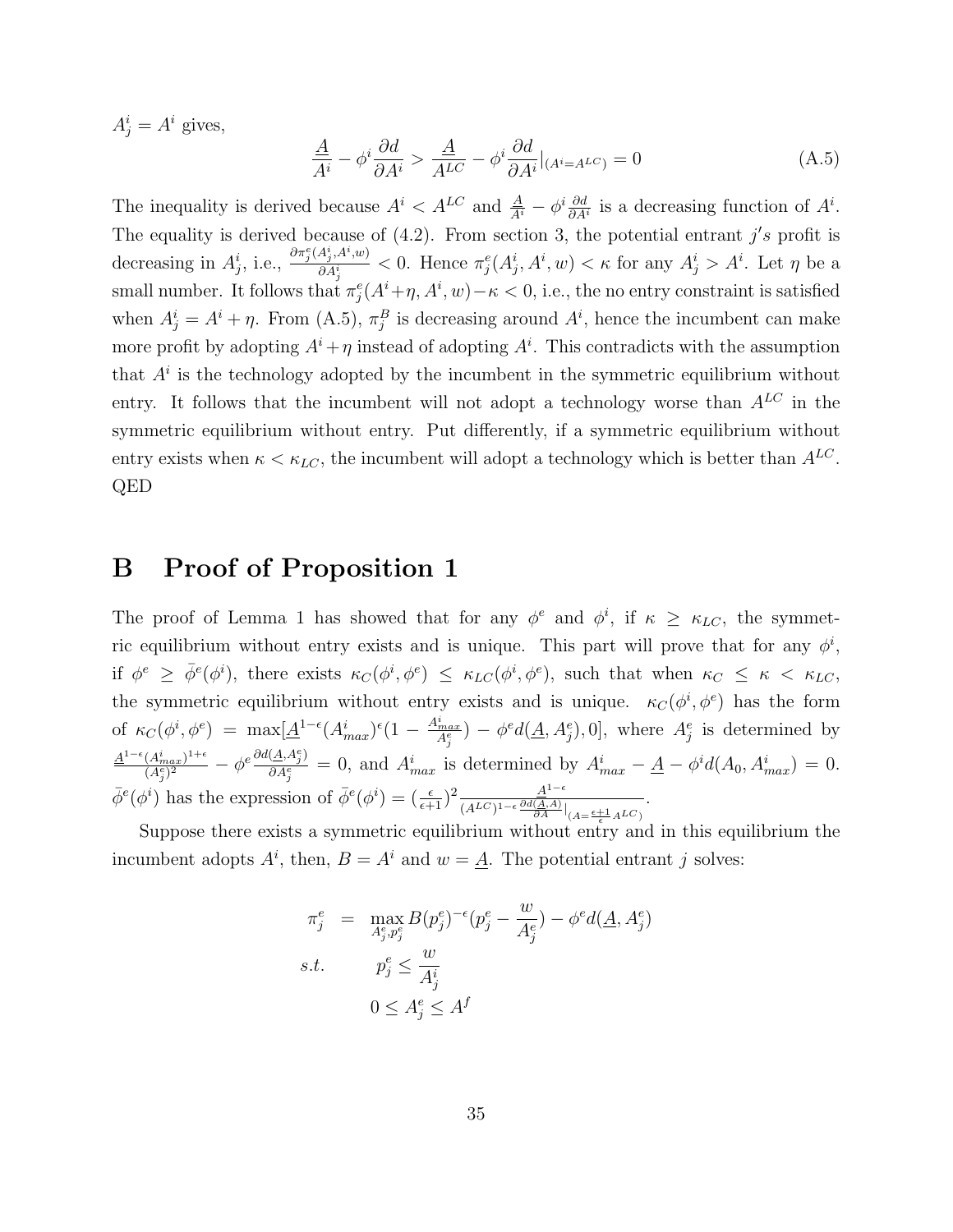$A^i_j = A^i$ gives,

$$\frac{\underline{A}}{A^i} - \phi^i \frac{\partial d}{\partial A^i} > \frac{\underline{A}}{A^{LC}} - \phi^i \frac{\partial d}{\partial A^i}|_{(A^i = A^{LC})} = 0 \tag{A.5}$$

The inequality is derived because $A^i < A^{LC}$ and $\frac{\underline{A}}{A^i} - \phi^i \frac{\partial d}{\partial A^i}$ is a decreasing function of $A^i$. The equality is derived because of (4.2). From section 3, the potential entrant $j's$ profit is decreasing in $A^i_j$, i.e., $\frac{\partial \pi^e_j(A^i_j, A^i, w)}{\partial A^i_j} < 0$. Hence $\pi^e_j(A^i_j, A^i, w) < \kappa$ for any $A^i_j > A^i$. Let $\eta$ be a small number. It follows that $\pi^e_j(A^i + \eta, A^i, w) - \kappa < 0$, i.e., the no entry constraint is satisfied when $A^i_j = A^i + \eta$. From (A.5), $\pi^B_j$ is decreasing around $A^i$, hence the incumbent can make more profit by adopting $A^i + \eta$ instead of adopting $A^i$. This contradicts with the assumption that $A^i$ is the technology adopted by the incumbent in the symmetric equilibrium without entry. It follows that the incumbent will not adopt a technology worse than $A^{LC}$ in the symmetric equilibrium without entry. Put differently, if a symmetric equilibrium without entry exists when $\kappa < \kappa_{LC}$, the incumbent will adopt a technology which is better than $A^{LC}$. QED

# B Proof of Proposition 1

The proof of Lemma 1 has showed that for any $\phi^e$ and $\phi^i$, if $\kappa \geq \kappa_{LC}$, the symmetric equilibrium without entry exists and is unique. This part will prove that for any $\phi^i$, if $\phi^e \geq \bar{\phi}^e(\phi^i)$, there exists $\kappa_C(\phi^i, \phi^e) \leq \kappa_{LC}(\phi^i, \phi^e)$, such that when $\kappa_C \leq \kappa < \kappa_{LC}$, the symmetric equilibrium without entry exists and is unique. $\kappa_C(\phi^i, \phi^e)$ has the form of $\kappa_C(\phi^i, \phi^e) = \max[\underline{A}^{1-\epsilon}(A^i_{max})^{\epsilon}(1 - \frac{A^i_{max}}{A^e_j}) - \phi^e d(\underline{A}, A^e_j), 0]$, where $A^e_j$ is determined by $\frac{\underline{A}^{1-\epsilon}(A^i_{max})^{1+\epsilon}}{(A^e_j)^2} - \phi^e \frac{\partial d(\underline{A}, A^e_j)}{\partial A^e_j} = 0$, and $A^i_{max}$ is determined by $A^i_{max} - \underline{A} - \phi^i d(A_0, A^i_{max}) = 0$. $\bar{\phi}^e(\phi^i)$ has the expression of $\bar{\phi}^e(\phi^i) = (\frac{\epsilon}{\epsilon+1})^2 \frac{\underline{A}^{1-\epsilon}}{(A^{LC})^{1-\epsilon} \frac{\partial d(\underline{A}, A)}{\partial A}|_{(A = \frac{\epsilon+1}{\epsilon} A^{LC})}}$.

Suppose there exists a symmetric equilibrium without entry and in this equilibrium the incumbent adopts $A^i$, then, $B = A^i$ and $w = \underline{A}$. The potential entrant $j$ solves:

$$\begin{aligned}
\pi^e_j &= \max_{A^e_j, p^e_j} B(p^e_j)^{-\epsilon}(p^e_j - \frac{w}{A^e_j}) - \phi^e d(\underline{A}, A^e_j) \\
s.t. \quad & p^e_j \leq \frac{w}{A^i_j} \\
& 0 \leq A^e_j \leq A^f
\end{aligned}$$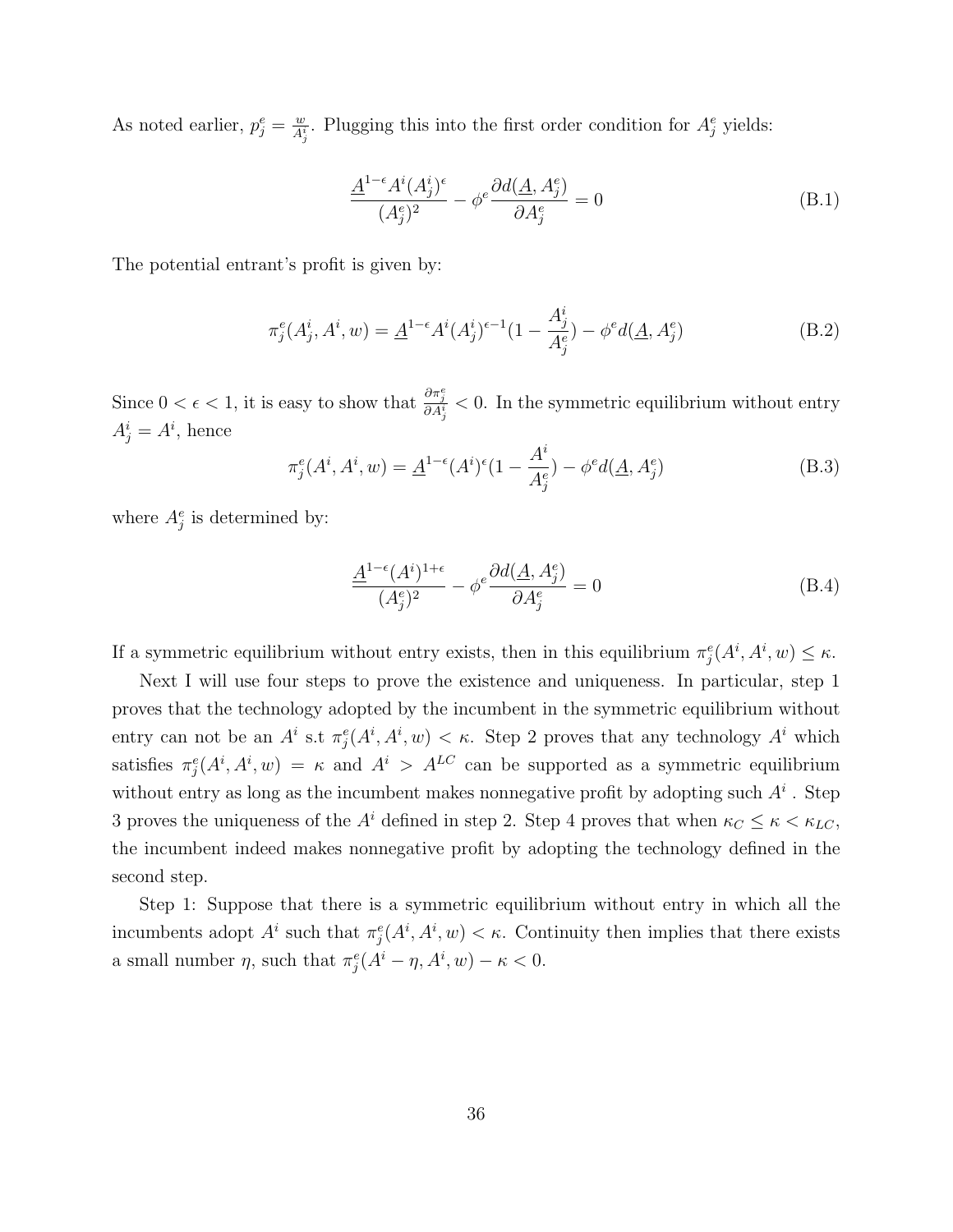As noted earlier, $p^e_j = \frac{w}{A^i_j}$. Plugging this into the first order condition for $A^e_j$ yields:

$$\frac{\underline{A}^{1-\epsilon}A^i(A^i_j)^\epsilon}{(A^e_j)^2} - \phi^e \frac{\partial d(\underline{A}, A^e_j)}{\partial A^e_j} = 0 \tag{B.1}$$

The potential entrant's profit is given by:

$$\pi^e_j(A^i_j, A^i, w) = \underline{A}^{1-\epsilon}A^i(A^i_j)^{\epsilon-1}(1 - \frac{A^i_j}{A^e_j}) - \phi^e d(\underline{A}, A^e_j) \tag{B.2}$$

Since $0 < \epsilon < 1$, it is easy to show that $\frac{\partial \pi^e_j}{\partial A^i_j} < 0$. In the symmetric equilibrium without entry $A^i_j = A^i$, hence

$$\pi^e_j(A^i, A^i, w) = \underline{A}^{1-\epsilon}(A^i)^\epsilon(1 - \frac{A^i}{A^e_j}) - \phi^e d(\underline{A}, A^e_j) \tag{B.3}$$

where $A^e_j$ is determined by:

$$\frac{\underline{A}^{1-\epsilon}(A^i)^{1+\epsilon}}{(A^e_j)^2} - \phi^e \frac{\partial d(\underline{A}, A^e_j)}{\partial A^e_j} = 0 \tag{B.4}$$

If a symmetric equilibrium without entry exists, then in this equilibrium $\pi^e_j(A^i, A^i, w) \leq \kappa$.

Next I will use four steps to prove the existence and uniqueness. In particular, step 1 proves that the technology adopted by the incumbent in the symmetric equilibrium without entry can not be an $A^i$ s.t $\pi^e_j(A^i, A^i, w) < \kappa$. Step 2 proves that any technology $A^i$ which satisfies $\pi^e_j(A^i, A^i, w) = \kappa$ and $A^i > A^{LC}$ can be supported as a symmetric equilibrium without entry as long as the incumbent makes nonnegative profit by adopting such $A^i$ . Step 3 proves the uniqueness of the $A^i$ defined in step 2. Step 4 proves that when $\kappa_C \leq \kappa < \kappa_{LC}$, the incumbent indeed makes nonnegative profit by adopting the technology defined in the second step.

Step 1: Suppose that there is a symmetric equilibrium without entry in which all the incumbents adopt $A^i$ such that $\pi^e_j(A^i, A^i, w) < \kappa$. Continuity then implies that there exists a small number $\eta$, such that $\pi^e_j(A^i - \eta, A^i, w) - \kappa < 0$.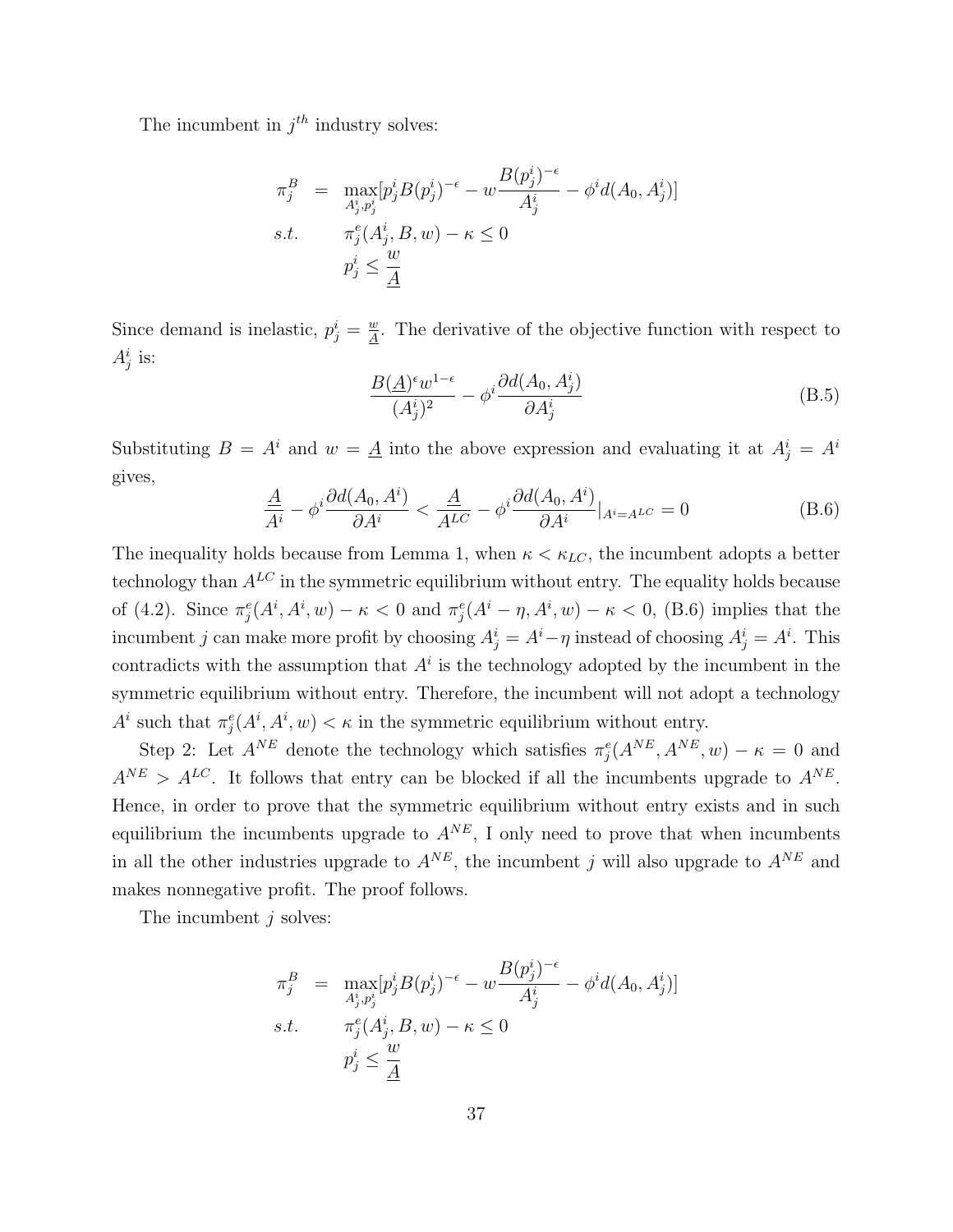The incumbent in $j^{th}$ industry solves:

$$
\begin{aligned}
\pi_j^B &= \max_{A_j^i, p_j^i} [p_j^i B(p_j^i)^{-\epsilon} - w \frac{B(p_j^i)^{-\epsilon}}{A_j^i} - \phi^i d(A_0, A_j^i)] \\
s.t. \quad & \pi_j^e(A_j^i, B, w) - \kappa \leq 0 \\
& p_j^i \leq \frac{w}{\underline{A}}
\end{aligned}
$$

Since demand is inelastic, $p_j^i = \frac{w}{\underline{A}}$. The derivative of the objective function with respect to $A_j^i$ is:

$$
\frac{B(\underline{A})^\epsilon w^{1-\epsilon}}{(A_j^i)^2} - \phi^i \frac{\partial d(A_0, A_j^i)}{\partial A_j^i} \tag{B.5}
$$

Substituting $B = A^i$ and $w = \underline{A}$ into the above expression and evaluating it at $A_j^i = A^i$ gives,

$$
\frac{\underline{A}}{A^i} - \phi^i \frac{\partial d(A_0, A^i)}{\partial A^i} < \frac{\underline{A}}{A^{LC}} - \phi^i \frac{\partial d(A_0, A^i)}{\partial A^i}|_{A^i = A^{LC}} = 0 \tag{B.6}
$$

The inequality holds because from Lemma 1, when $\kappa < \kappa_{LC}$, the incumbent adopts a better technology than $A^{LC}$ in the symmetric equilibrium without entry. The equality holds because of (4.2). Since $\pi_j^e(A^i, A^i, w) - \kappa < 0$ and $\pi_j^e(A^i - \eta, A^i, w) - \kappa < 0$, (B.6) implies that the incumbent $j$ can make more profit by choosing $A_j^i = A^i - \eta$ instead of choosing $A_j^i = A^i$. This contradicts with the assumption that $A^i$ is the technology adopted by the incumbent in the symmetric equilibrium without entry. Therefore, the incumbent will not adopt a technology $A^i$ such that $\pi_j^e(A^i, A^i, w) < \kappa$ in the symmetric equilibrium without entry.

Step 2: Let $A^{NE}$ denote the technology which satisfies $\pi_j^e(A^{NE}, A^{NE}, w) - \kappa = 0$ and $A^{NE} > A^{LC}$. It follows that entry can be blocked if all the incumbents upgrade to $A^{NE}$. Hence, in order to prove that the symmetric equilibrium without entry exists and in such equilibrium the incumbents upgrade to $A^{NE}$, I only need to prove that when incumbents in all the other industries upgrade to $A^{NE}$, the incumbent $j$ will also upgrade to $A^{NE}$ and makes nonnegative profit. The proof follows.

The incumbent $j$ solves:

$$
\begin{aligned}
\pi_j^B &= \max_{A_j^i, p_j^i} [p_j^i B(p_j^i)^{-\epsilon} - w \frac{B(p_j^i)^{-\epsilon}}{A_j^i} - \phi^i d(A_0, A_j^i)] \\
s.t. \quad & \pi_j^e(A_j^i, B, w) - \kappa \leq 0 \\
& p_j^i \leq \frac{w}{\underline{A}}
\end{aligned}
$$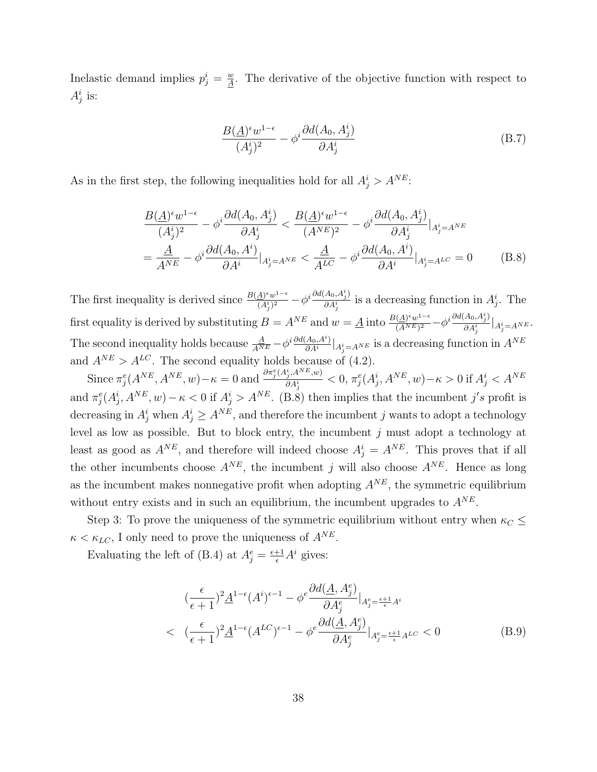Inelastic demand implies $p_j^i = \frac{w}{\underline{A}}$. The derivative of the objective function with respect to $A_j^i$ is:

$$\frac{B(\underline{A})^{\epsilon} w^{1-\epsilon}}{(A_j^i)^2} - \phi^i \frac{\partial d(A_0, A_j^i)}{\partial A_j^i} \tag{B.7}$$

As in the first step, the following inequalities hold for all $A_j^i > A^{NE}$:

$$\begin{aligned}
&\frac{B(\underline{A})^{\epsilon} w^{1-\epsilon}}{(A_j^i)^2} - \phi^i \frac{\partial d(A_0, A_j^i)}{\partial A_j^i} < \frac{B(\underline{A})^{\epsilon} w^{1-\epsilon}}{(A^{NE})^2} - \phi^i \frac{\partial d(A_0, A_j^i)}{\partial A_j^i}|_{A_j^i = A^{NE}} \\
&= \frac{\underline{A}}{A^{NE}} - \phi^i \frac{\partial d(A_0, A^i)}{\partial A^i}|_{A_j^i = A^{NE}} < \frac{\underline{A}}{A^{LC}} - \phi^i \frac{\partial d(A_0, A^i)}{\partial A^i}|_{A_j^i = A^{LC}} = 0
\end{aligned} \tag{B.8}$$

The first inequality is derived since $\frac{B(\underline{A})^{\epsilon} w^{1-\epsilon}}{(A_j^i)^2} - \phi^i \frac{\partial d(A_0, A_j^i)}{\partial A_j^i}$ is a decreasing function in $A_j^i$. The first equality is derived by substituting $B = A^{NE}$ and $w = \underline{A}$ into $\frac{B(\underline{A})^{\epsilon} w^{1-\epsilon}}{(A^{NE})^2} - \phi^i \frac{\partial d(A_0, A_j^i)}{\partial A_j^i}|_{A_j^i = A^{NE}}$. The second inequality holds because $\frac{\underline{A}}{A^{NE}} - \phi^i \frac{\partial d(A_0, A^i)}{\partial A^i}|_{A_j^i = A^{NE}}$ is a decreasing function in $A^{NE}$ and $A^{NE} > A^{LC}$. The second equality holds because of (4.2).

Since $\pi_j^e(A^{NE}, A^{NE}, w) - \kappa = 0$ and $\frac{\partial \pi_j^e(A_j^i, A^{NE}, w)}{\partial A_j^i} < 0$, $\pi_j^e(A_j^i, A^{NE}, w) - \kappa > 0$ if $A_j^i < A^{NE}$ and $\pi_j^e(A_j^i, A^{NE}, w) - \kappa < 0$ if $A_j^i > A^{NE}$. (B.8) then implies that the incumbent $j's$ profit is decreasing in $A_j^i$ when $A_j^i \geq A^{NE}$, and therefore the incumbent $j$ wants to adopt a technology level as low as possible. But to block entry, the incumbent $j$ must adopt a technology at least as good as $A^{NE}$, and therefore will indeed choose $A_j^i = A^{NE}$. This proves that if all the other incumbents choose $A^{NE}$, the incumbent $j$ will also choose $A^{NE}$. Hence as long as the incumbent makes nonnegative profit when adopting $A^{NE}$, the symmetric equilibrium without entry exists and in such an equilibrium, the incumbent upgrades to $A^{NE}$.

Step 3: To prove the uniqueness of the symmetric equilibrium without entry when $\kappa_C \leq \kappa < \kappa_{LC}$, I only need to prove the uniqueness of $A^{NE}$.

Evaluating the left of (B.4) at $A_j^e = \frac{\epsilon+1}{\epsilon} A^i$ gives:

$$\begin{aligned}
&(\frac{\epsilon}{\epsilon+1})^2 \underline{A}^{1-\epsilon} (A^i)^{\epsilon-1} - \phi^e \frac{\partial d(\underline{A}, A_j^e)}{\partial A_j^e}|_{A_j^e = \frac{\epsilon+1}{\epsilon} A^i} \\
< \;& (\frac{\epsilon}{\epsilon+1})^2 \underline{A}^{1-\epsilon} (A^{LC})^{\epsilon-1} - \phi^e \frac{\partial d(\underline{A}, A_j^e)}{\partial A_j^e}|_{A_j^e = \frac{\epsilon+1}{\epsilon} A^{LC}} < 0
\end{aligned} \tag{B.9}$$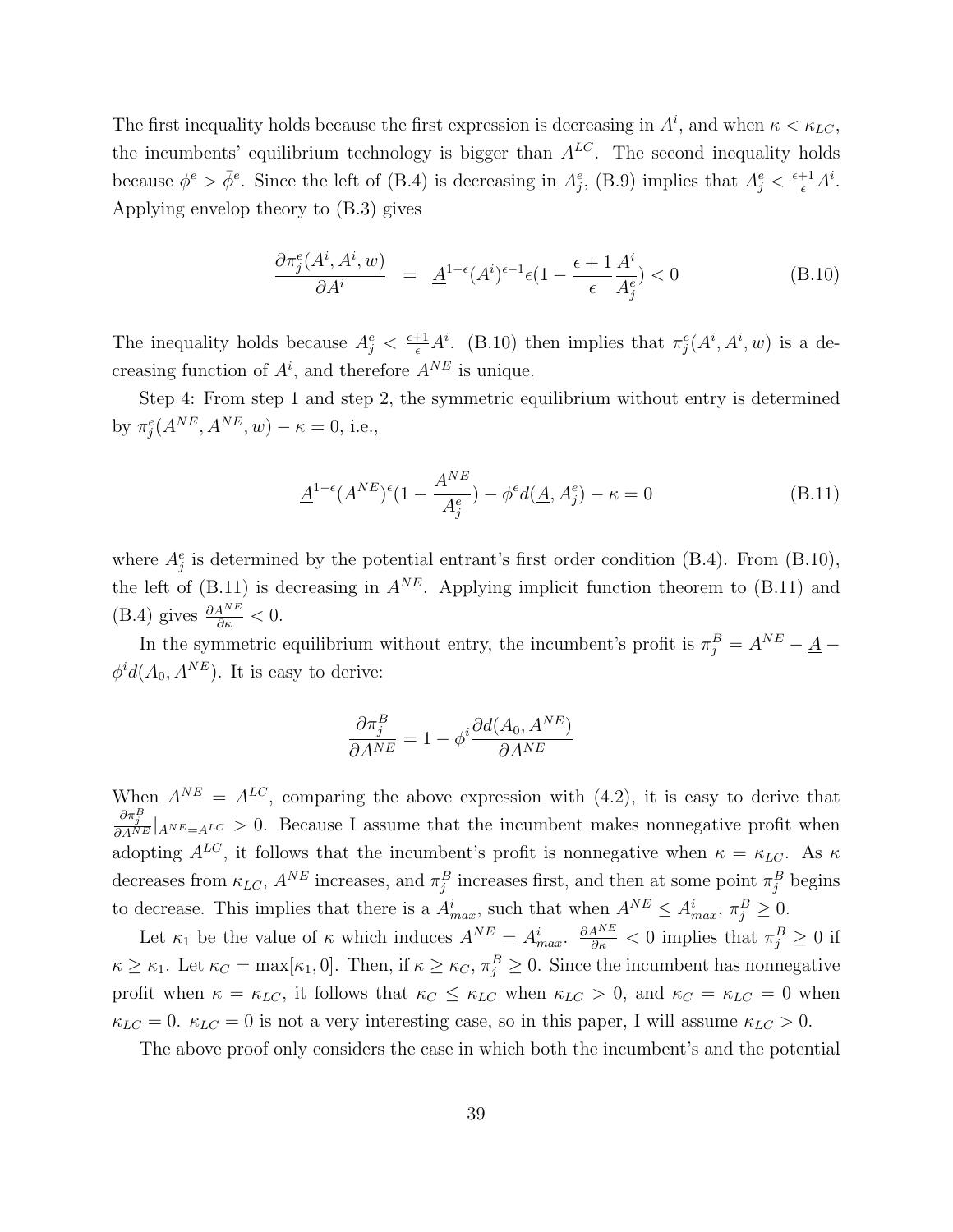The first inequality holds because the first expression is decreasing in $A^i$, and when $\kappa < \kappa_{LC}$, the incumbents' equilibrium technology is bigger than $A^{LC}$. The second inequality holds because $\phi^e > \bar{\phi}^e$. Since the left of (B.4) is decreasing in $A_j^e$, (B.9) implies that $A_j^e < \frac{\epsilon+1}{\epsilon}A^i$. Applying envelop theory to (B.3) gives

$$\frac{\partial \pi_j^e(A^i, A^i, w)}{\partial A^i} \quad = \quad \underline{A}^{1-\epsilon}(A^i)^{\epsilon-1}\epsilon(1 - \frac{\epsilon+1}{\epsilon}\frac{A^i}{A_j^e}) < 0 \tag{B.10}$$

The inequality holds because $A_j^e < \frac{\epsilon+1}{\epsilon}A^i$. (B.10) then implies that $\pi_j^e(A^i, A^i, w)$ is a decreasing function of $A^i$, and therefore $A^{NE}$ is unique.

Step 4: From step 1 and step 2, the symmetric equilibrium without entry is determined by $\pi_j^e(A^{NE}, A^{NE}, w) - \kappa = 0$, i.e.,

$$\underline{A}^{1-\epsilon}(A^{NE})^{\epsilon}(1 - \frac{A^{NE}}{A_j^e}) - \phi^e d(\underline{A}, A_j^e) - \kappa = 0 \tag{B.11}$$

where $A_j^e$ is determined by the potential entrant's first order condition (B.4). From (B.10), the left of (B.11) is decreasing in $A^{NE}$. Applying implicit function theorem to (B.11) and (B.4) gives $\frac{\partial A^{NE}}{\partial \kappa} < 0$.

In the symmetric equilibrium without entry, the incumbent's profit is $\pi_j^B = A^{NE} - \underline{A} - \phi^i d(A_0, A^{NE})$. It is easy to derive:

$$\frac{\partial \pi_j^B}{\partial A^{NE}} = 1 - \phi^i \frac{\partial d(A_0, A^{NE})}{\partial A^{NE}}$$

When $A^{NE} = A^{LC}$, comparing the above expression with (4.2), it is easy to derive that $\frac{\partial \pi_j^B}{\partial A^{NE}}|_{A^{NE}=A^{LC}} > 0$. Because I assume that the incumbent makes nonnegative profit when adopting $A^{LC}$, it follows that the incumbent's profit is nonnegative when $\kappa = \kappa_{LC}$. As $\kappa$ decreases from $\kappa_{LC}$, $A^{NE}$ increases, and $\pi_j^B$ increases first, and then at some point $\pi_j^B$ begins to decrease. This implies that there is a $A_{max}^i$, such that when $A^{NE} \leq A_{max}^i$, $\pi_j^B \geq 0$.

Let $\kappa_1$ be the value of $\kappa$ which induces $A^{NE} = A_{max}^i$. $\frac{\partial A^{NE}}{\partial \kappa} < 0$ implies that $\pi_j^B \geq 0$ if $\kappa \geq \kappa_1$. Let $\kappa_C = \max[\kappa_1, 0]$. Then, if $\kappa \geq \kappa_C$, $\pi_j^B \geq 0$. Since the incumbent has nonnegative profit when $\kappa = \kappa_{LC}$, it follows that $\kappa_C \leq \kappa_{LC}$ when $\kappa_{LC} > 0$, and $\kappa_C = \kappa_{LC} = 0$ when $\kappa_{LC} = 0$. $\kappa_{LC} = 0$ is not a very interesting case, so in this paper, I will assume $\kappa_{LC} > 0$.

The above proof only considers the case in which both the incumbent's and the potential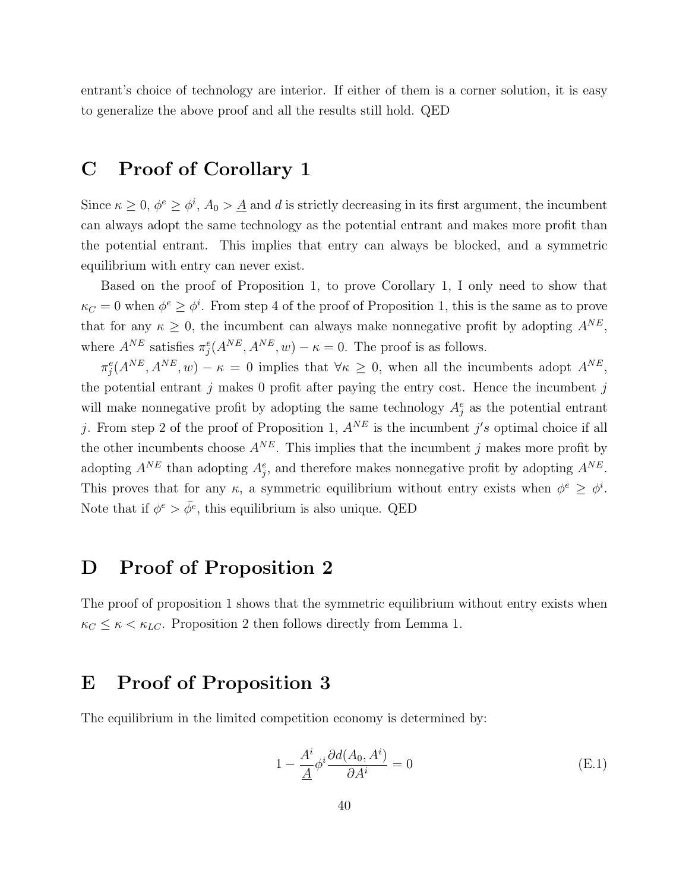entrant's choice of technology are interior. If either of them is a corner solution, it is easy to generalize the above proof and all the results still hold. QED

# C Proof of Corollary 1

Since $\kappa \geq 0$, $\phi^e \geq \phi^i$, $A_0 > \underline{A}$ and $d$ is strictly decreasing in its first argument, the incumbent can always adopt the same technology as the potential entrant and makes more profit than the potential entrant. This implies that entry can always be blocked, and a symmetric equilibrium with entry can never exist.

Based on the proof of Proposition 1, to prove Corollary 1, I only need to show that $\kappa_C = 0$ when $\phi^e \geq \phi^i$. From step 4 of the proof of Proposition 1, this is the same as to prove that for any $\kappa \geq 0$, the incumbent can always make nonnegative profit by adopting $A^{NE}$, where $A^{NE}$ satisfies $\pi_j^e(A^{NE}, A^{NE}, w) - \kappa = 0$. The proof is as follows.

$\pi_j^e(A^{NE}, A^{NE}, w) - \kappa = 0$ implies that $\forall \kappa \geq 0$, when all the incumbents adopt $A^{NE}$, the potential entrant $j$ makes 0 profit after paying the entry cost. Hence the incumbent $j$ will make nonnegative profit by adopting the same technology $A_j^e$ as the potential entrant $j$. From step 2 of the proof of Proposition 1, $A^{NE}$ is the incumbent $j's$ optimal choice if all the other incumbents choose $A^{NE}$. This implies that the incumbent $j$ makes more profit by adopting $A^{NE}$ than adopting $A_j^e$, and therefore makes nonnegative profit by adopting $A^{NE}$. This proves that for any $\kappa$, a symmetric equilibrium without entry exists when $\phi^e \geq \phi^i$. Note that if $\phi^e > \bar{\phi}^e$, this equilibrium is also unique. QED

# D Proof of Proposition 2

The proof of proposition 1 shows that the symmetric equilibrium without entry exists when $\kappa_C \leq \kappa < \kappa_{LC}$. Proposition 2 then follows directly from Lemma 1.

# E Proof of Proposition 3

The equilibrium in the limited competition economy is determined by:

$$1 - \frac{A^i}{\underline{A}} \phi^i \frac{\partial d(A_0, A^i)}{\partial A^i} = 0 \tag{E.1}$$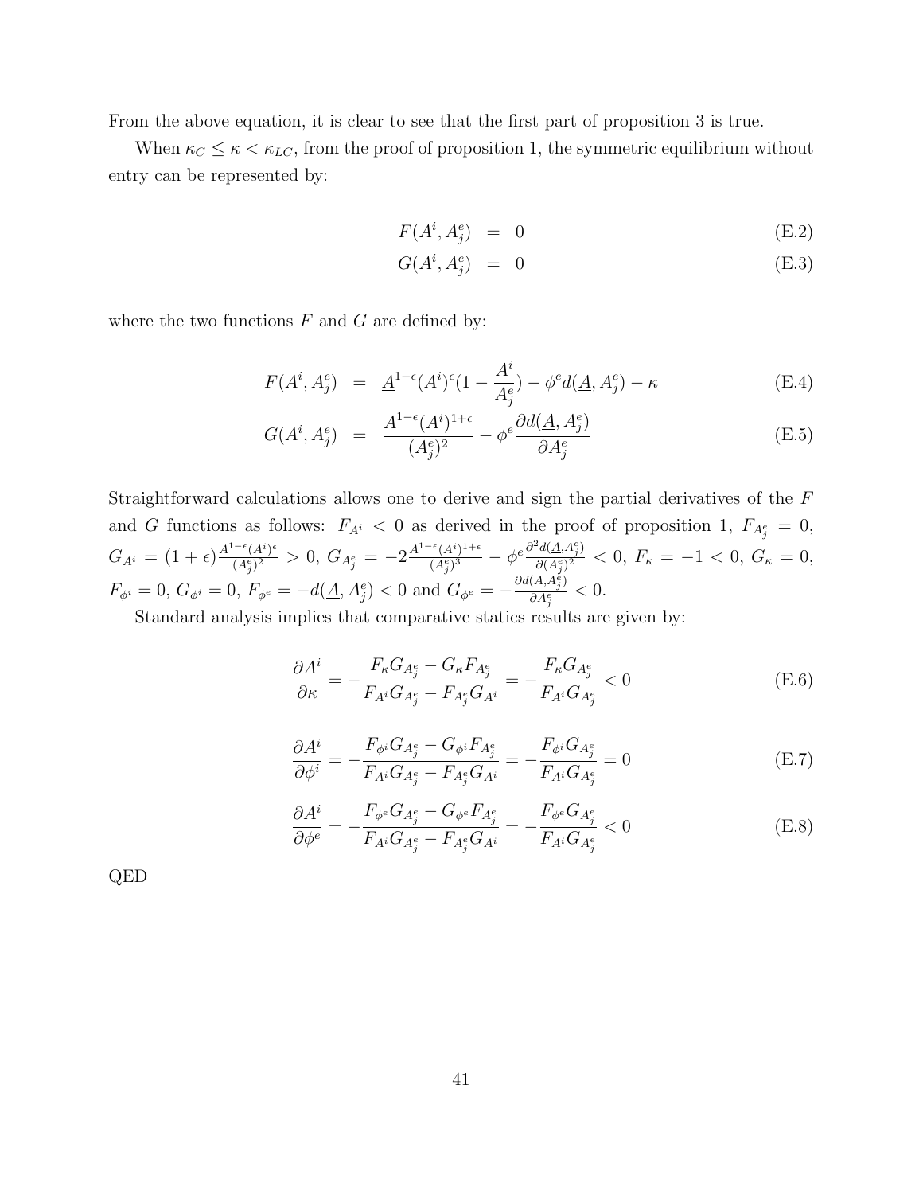From the above equation, it is clear to see that the first part of proposition 3 is true.

When $\kappa_C \leq \kappa < \kappa_{LC}$, from the proof of proposition 1, the symmetric equilibrium without entry can be represented by:

$$F(A^i, A^e_j) = 0 \tag{E.2}$$

$$G(A^i, A^e_j) = 0 \tag{E.3}$$

where the two functions $F$ and $G$ are defined by:

$$F(A^i, A^e_j) = \underline{A}^{1-\epsilon}(A^i)^{\epsilon}(1 - \frac{A^i}{A^e_j}) - \phi^e d(\underline{A}, A^e_j) - \kappa \tag{E.4}$$

$$G(A^i, A^e_j) = \frac{\underline{A}^{1-\epsilon}(A^i)^{1+\epsilon}}{(A^e_j)^2} - \phi^e \frac{\partial d(\underline{A}, A^e_j)}{\partial A^e_j} \tag{E.5}$$

Straightforward calculations allows one to derive and sign the partial derivatives of the $F$ and $G$ functions as follows: $F_{A^i} < 0$ as derived in the proof of proposition 1, $F_{A^e_j} = 0$, $G_{A^i} = (1+\epsilon)\frac{\underline{A}^{1-\epsilon}(A^i)^{\epsilon}}{(A^e_j)^2} > 0$, $G_{A^e_j} = -2\frac{\underline{A}^{1-\epsilon}(A^i)^{1+\epsilon}}{(A^e_j)^3} - \phi^e \frac{\partial^2 d(\underline{A}, A^e_j)}{\partial (A^e_j)^2} < 0$, $F_{\kappa} = -1 < 0$, $G_{\kappa} = 0$, $F_{\phi^i} = 0$, $G_{\phi^i} = 0$, $F_{\phi^e} = -d(\underline{A}, A^e_j) < 0$ and $G_{\phi^e} = -\frac{\partial d(\underline{A}, A^e_j)}{\partial A^e_j} < 0$.

Standard analysis implies that comparative statics results are given by:

$$\frac{\partial A^i}{\partial \kappa} = -\frac{F_{\kappa}G_{A^e_j} - G_{\kappa}F_{A^e_j}}{F_{A^i}G_{A^e_j} - F_{A^e_j}G_{A^i}} = -\frac{F_{\kappa}G_{A^e_j}}{F_{A^i}G_{A^e_j}} < 0 \tag{E.6}$$

$$\frac{\partial A^i}{\partial \phi^i} = -\frac{F_{\phi^i}G_{A^e_j} - G_{\phi^i}F_{A^e_j}}{F_{A^i}G_{A^e_j} - F_{A^e_j}G_{A^i}} = -\frac{F_{\phi^i}G_{A^e_j}}{F_{A^i}G_{A^e_j}} = 0 \tag{E.7}$$

$$\frac{\partial A^i}{\partial \phi^e} = -\frac{F_{\phi^e}G_{A^e_j} - G_{\phi^e}F_{A^e_j}}{F_{A^i}G_{A^e_j} - F_{A^e_j}G_{A^i}} = -\frac{F_{\phi^e}G_{A^e_j}}{F_{A^i}G_{A^e_j}} < 0 \tag{E.8}$$

QED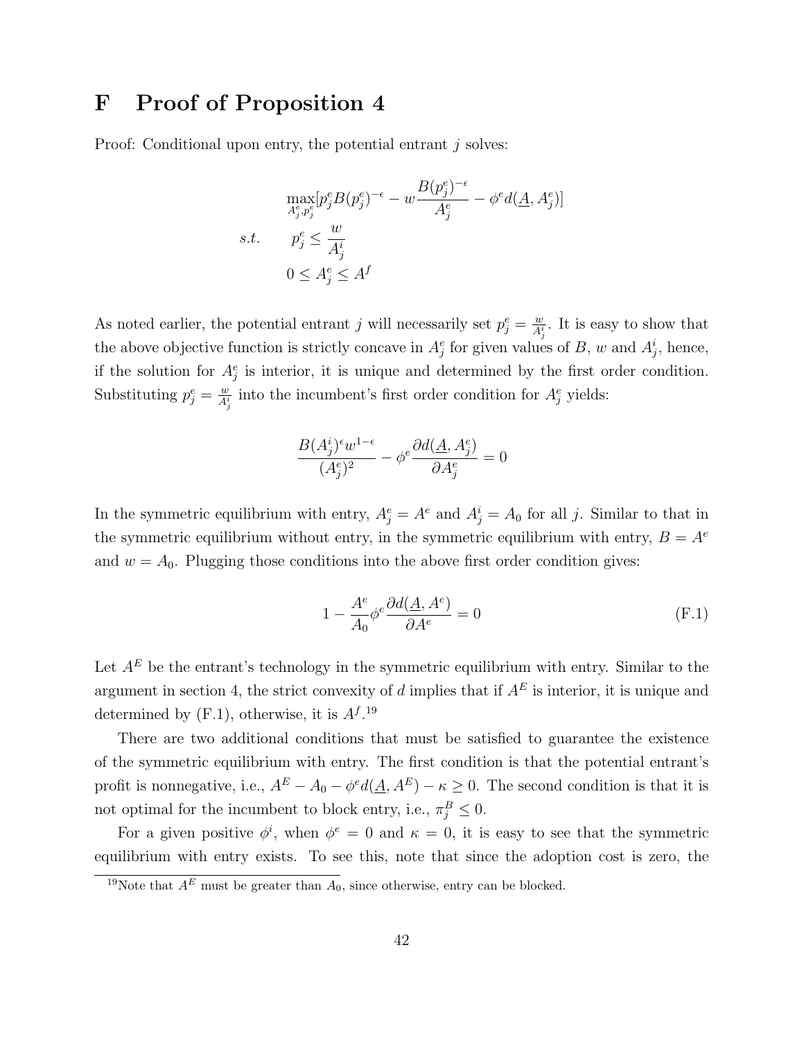# F Proof of Proposition 4

Proof: Conditional upon entry, the potential entrant $j$ solves:

$$
\begin{aligned}
&\max_{A_j^e, p_j^e} [p_j^e B(p_j^e)^{-\epsilon} - w\frac{B(p_j^e)^{-\epsilon}}{A_j^e} - \phi^e d(\underline{A}, A_j^e)] \\
s.t. \quad & p_j^e \leq \frac{w}{A_j^i} \\
& 0 \leq A_j^e \leq A^f
\end{aligned}
$$

As noted earlier, the potential entrant $j$ will necessarily set $p_j^e = \frac{w}{A_j^i}$. It is easy to show that the above objective function is strictly concave in $A_j^e$ for given values of $B$, $w$ and $A_j^i$, hence, if the solution for $A_j^e$ is interior, it is unique and determined by the first order condition. Substituting $p_j^e = \frac{w}{A_j^i}$ into the incumbent's first order condition for $A_j^e$ yields:

$$
\frac{B(A_j^i)^\epsilon w^{1-\epsilon}}{(A_j^e)^2} - \phi^e \frac{\partial d(\underline{A}, A_j^e)}{\partial A_j^e} = 0
$$

In the symmetric equilibrium with entry, $A_j^e = A^e$ and $A_j^i = A_0$ for all $j$. Similar to that in the symmetric equilibrium without entry, in the symmetric equilibrium with entry, $B = A^e$ and $w = A_0$. Plugging those conditions into the above first order condition gives:

$$
1 - \frac{A^e}{A_0}\phi^e \frac{\partial d(\underline{A}, A^e)}{\partial A^e} = 0 \tag{F.1}
$$

Let $A^E$ be the entrant's technology in the symmetric equilibrium with entry. Similar to the argument in section 4, the strict convexity of $d$ implies that if $A^E$ is interior, it is unique and determined by (F.1), otherwise, it is $A^f$.[19]

There are two additional conditions that must be satisfied to guarantee the existence of the symmetric equilibrium with entry. The first condition is that the potential entrant's profit is nonnegative, i.e., $A^E - A_0 - \phi^e d(\underline{A}, A^E) - \kappa \geq 0$. The second condition is that it is not optimal for the incumbent to block entry, i.e., $\pi_j^B \leq 0$.

For a given positive $\phi^i$, when $\phi^e = 0$ and $\kappa = 0$, it is easy to see that the symmetric equilibrium with entry exists. To see this, note that since the adoption cost is zero, the

[19] Note that $A^E$ must be greater than $A_0$, since otherwise, entry can be blocked.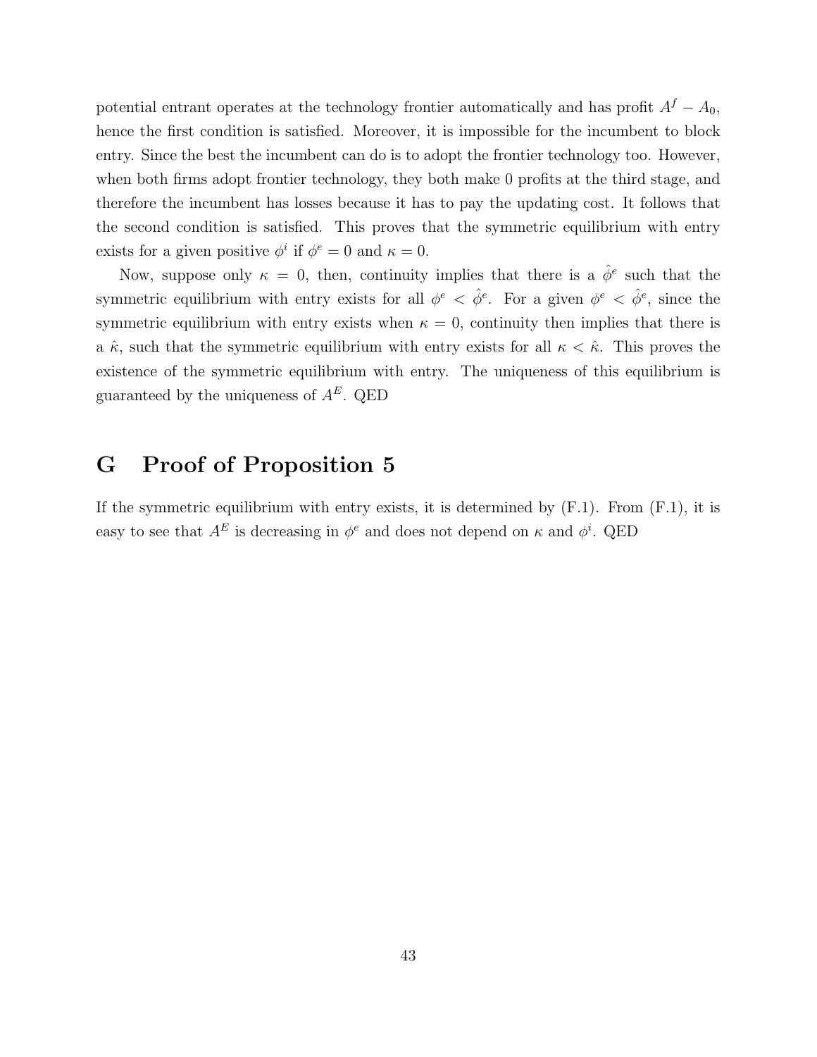potential entrant operates at the technology frontier automatically and has profit $A^f - A_0$, hence the first condition is satisfied. Moreover, it is impossible for the incumbent to block entry. Since the best the incumbent can do is to adopt the frontier technology too. However, when both firms adopt frontier technology, they both make 0 profits at the third stage, and therefore the incumbent has losses because it has to pay the updating cost. It follows that the second condition is satisfied. This proves that the symmetric equilibrium with entry exists for a given positive $\phi^i$ if $\phi^e = 0$ and $\kappa = 0$.

Now, suppose only $\kappa = 0$, then, continuity implies that there is a $\hat{\phi}^e$ such that the symmetric equilibrium with entry exists for all $\phi^e < \hat{\phi}^e$. For a given $\phi^e < \hat{\phi}^e$, since the symmetric equilibrium with entry exists when $\kappa = 0$, continuity then implies that there is a $\hat{\kappa}$, such that the symmetric equilibrium with entry exists for all $\kappa < \hat{\kappa}$. This proves the existence of the symmetric equilibrium with entry. The uniqueness of this equilibrium is guaranteed by the uniqueness of $A^E$. QED

# G Proof of Proposition 5

If the symmetric equilibrium with entry exists, it is determined by (F.1). From (F.1), it is easy to see that $A^E$ is decreasing in $\phi^e$ and does not depend on $\kappa$ and $\phi^i$. QED